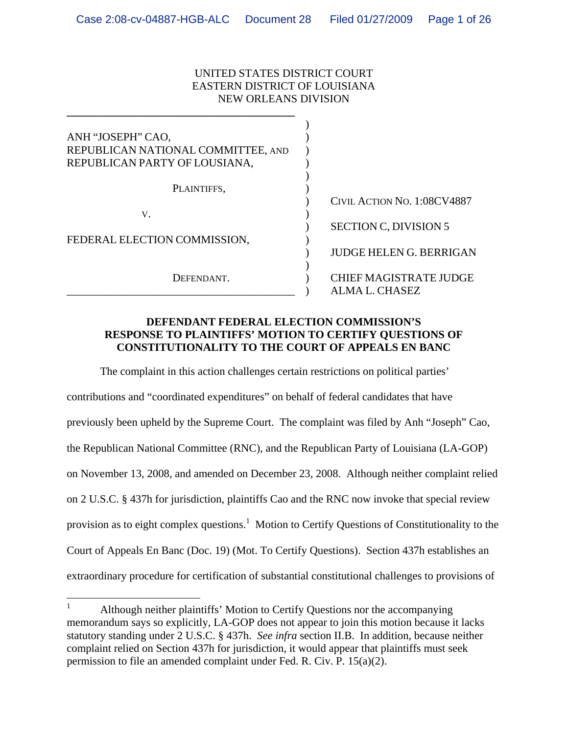UNITED STATES DISTRICT COURT
EASTERN DISTRICT OF LOUISIANA
NEW ORLEANS DIVISION

| | |
|---|---|
| ANH "JOSEPH" CAO, REPUBLICAN NATIONAL COMMITTEE, AND REPUBLICAN PARTY OF LOUSIANA, | |
| PLAINTIFFS, | CIVIL ACTION NO. 1:08CV4887 |
| V. | SECTION C, DIVISION 5 |
| FEDERAL ELECTION COMMISSION, | JUDGE HELEN G. BERRIGAN |
| DEFENDANT. | CHIEF MAGISTRATE JUDGE ALMA L. CHASEZ |

**DEFENDANT FEDERAL ELECTION COMMISSION'S RESPONSE TO PLAINTIFFS' MOTION TO CERTIFY QUESTIONS OF CONSTITUTIONALITY TO THE COURT OF APPEALS EN BANC**

The complaint in this action challenges certain restrictions on political parties' contributions and "coordinated expenditures" on behalf of federal candidates that have previously been upheld by the Supreme Court. The complaint was filed by Anh "Joseph" Cao, the Republican National Committee (RNC), and the Republican Party of Louisiana (LA-GOP) on November 13, 2008, and amended on December 23, 2008. Although neither complaint relied on 2 U.S.C. § 437h for jurisdiction, plaintiffs Cao and the RNC now invoke that special review provision as to eight complex questions.[1] Motion to Certify Questions of Constitutionality to the Court of Appeals En Banc (Doc. 19) (Mot. To Certify Questions). Section 437h establishes an extraordinary procedure for certification of substantial constitutional challenges to provisions of

[1] Although neither plaintiffs' Motion to Certify Questions nor the accompanying memorandum says so explicitly, LA-GOP does not appear to join this motion because it lacks statutory standing under 2 U.S.C. § 437h. *See infra* section II.B. In addition, because neither complaint relied on Section 437h for jurisdiction, it would appear that plaintiffs must seek permission to file an amended complaint under Fed. R. Civ. P. 15(a)(2).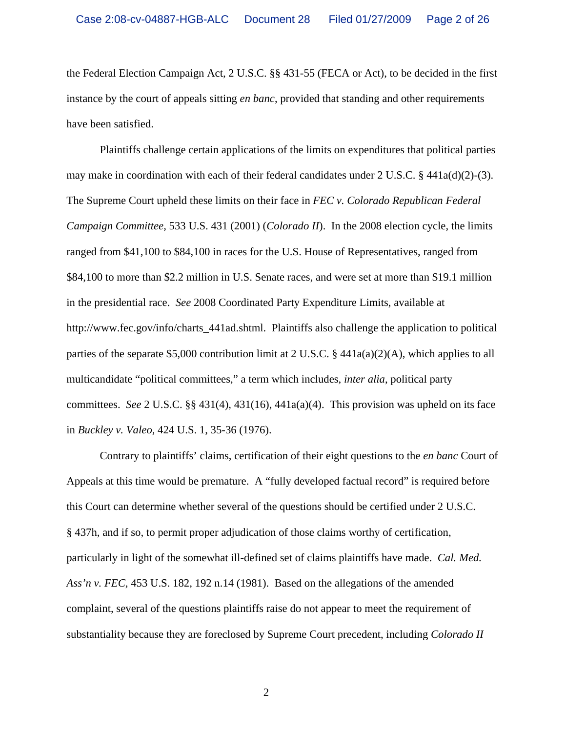the Federal Election Campaign Act, 2 U.S.C. §§ 431-55 (FECA or Act), to be decided in the first instance by the court of appeals sitting *en banc*, provided that standing and other requirements have been satisfied.

Plaintiffs challenge certain applications of the limits on expenditures that political parties may make in coordination with each of their federal candidates under 2 U.S.C. § 441a(d)(2)-(3). The Supreme Court upheld these limits on their face in *FEC v. Colorado Republican Federal Campaign Committee*, 533 U.S. 431 (2001) (*Colorado II*). In the 2008 election cycle, the limits ranged from $41,100 to $84,100 in races for the U.S. House of Representatives, ranged from $84,100 to more than $2.2 million in U.S. Senate races, and were set at more than $19.1 million in the presidential race. *See* 2008 Coordinated Party Expenditure Limits, available at http://www.fec.gov/info/charts_441ad.shtml. Plaintiffs also challenge the application to political parties of the separate $5,000 contribution limit at 2 U.S.C. § 441a(a)(2)(A), which applies to all multicandidate "political committees," a term which includes, *inter alia*, political party committees. *See* 2 U.S.C. §§ 431(4), 431(16), 441a(a)(4). This provision was upheld on its face in *Buckley v. Valeo*, 424 U.S. 1, 35-36 (1976).

Contrary to plaintiffs' claims, certification of their eight questions to the *en banc* Court of Appeals at this time would be premature. A "fully developed factual record" is required before this Court can determine whether several of the questions should be certified under 2 U.S.C. § 437h, and if so, to permit proper adjudication of those claims worthy of certification, particularly in light of the somewhat ill-defined set of claims plaintiffs have made. *Cal. Med. Ass'n v. FEC*, 453 U.S. 182, 192 n.14 (1981). Based on the allegations of the amended complaint, several of the questions plaintiffs raise do not appear to meet the requirement of substantiality because they are foreclosed by Supreme Court precedent, including *Colorado II*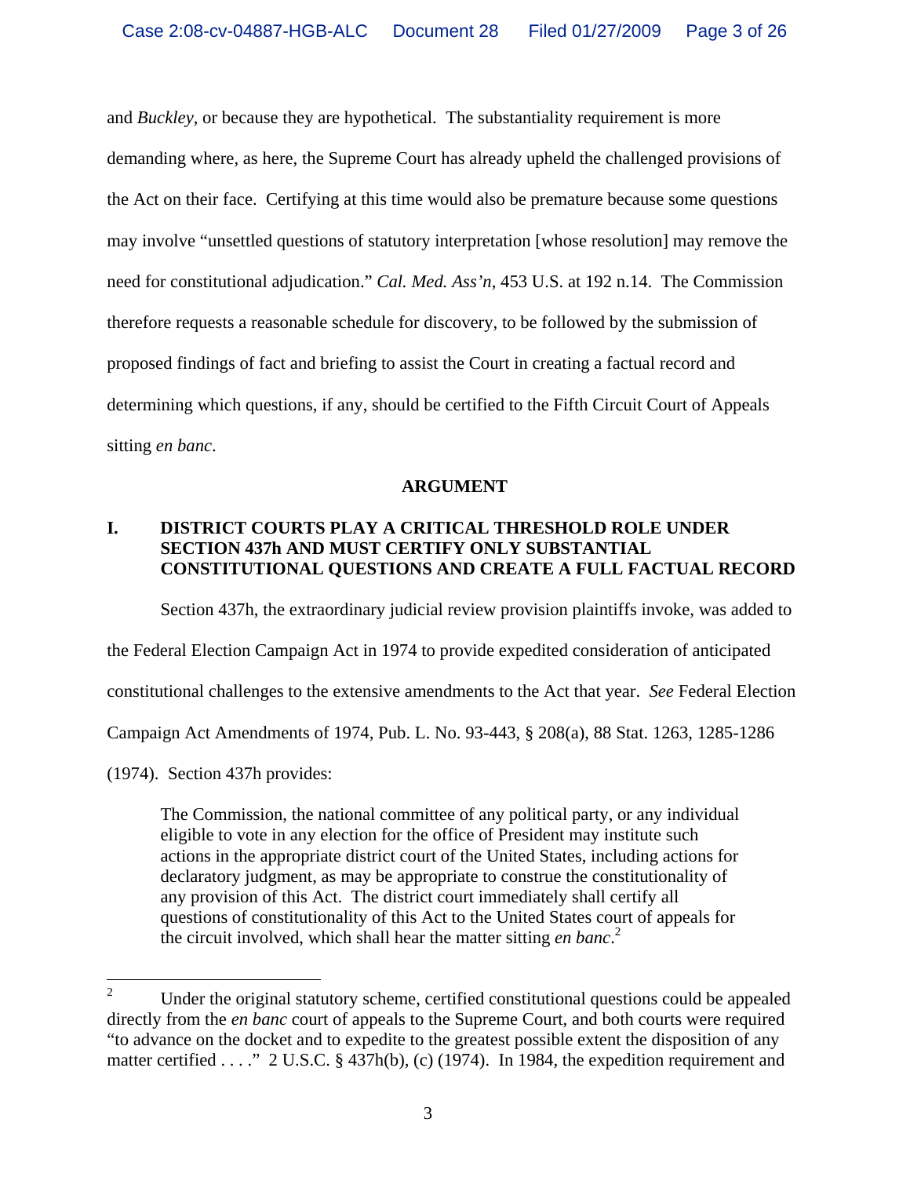and *Buckley*, or because they are hypothetical. The substantiality requirement is more demanding where, as here, the Supreme Court has already upheld the challenged provisions of the Act on their face. Certifying at this time would also be premature because some questions may involve "unsettled questions of statutory interpretation [whose resolution] may remove the need for constitutional adjudication." *Cal. Med. Ass'n*, 453 U.S. at 192 n.14. The Commission therefore requests a reasonable schedule for discovery, to be followed by the submission of proposed findings of fact and briefing to assist the Court in creating a factual record and determining which questions, if any, should be certified to the Fifth Circuit Court of Appeals sitting *en banc*.

## ARGUMENT

### I. DISTRICT COURTS PLAY A CRITICAL THRESHOLD ROLE UNDER SECTION 437h AND MUST CERTIFY ONLY SUBSTANTIAL CONSTITUTIONAL QUESTIONS AND CREATE A FULL FACTUAL RECORD

Section 437h, the extraordinary judicial review provision plaintiffs invoke, was added to the Federal Election Campaign Act in 1974 to provide expedited consideration of anticipated constitutional challenges to the extensive amendments to the Act that year. *See* Federal Election Campaign Act Amendments of 1974, Pub. L. No. 93-443, § 208(a), 88 Stat. 1263, 1285-1286 (1974). Section 437h provides:

> The Commission, the national committee of any political party, or any individual eligible to vote in any election for the office of President may institute such actions in the appropriate district court of the United States, including actions for declaratory judgment, as may be appropriate to construe the constitutionality of any provision of this Act. The district court immediately shall certify all questions of constitutionality of this Act to the United States court of appeals for the circuit involved, which shall hear the matter sitting *en banc*.[2]

---

[2] Under the original statutory scheme, certified constitutional questions could be appealed directly from the *en banc* court of appeals to the Supreme Court, and both courts were required "to advance on the docket and to expedite to the greatest possible extent the disposition of any matter certified . . . ." 2 U.S.C. § 437h(b), (c) (1974). In 1984, the expedition requirement and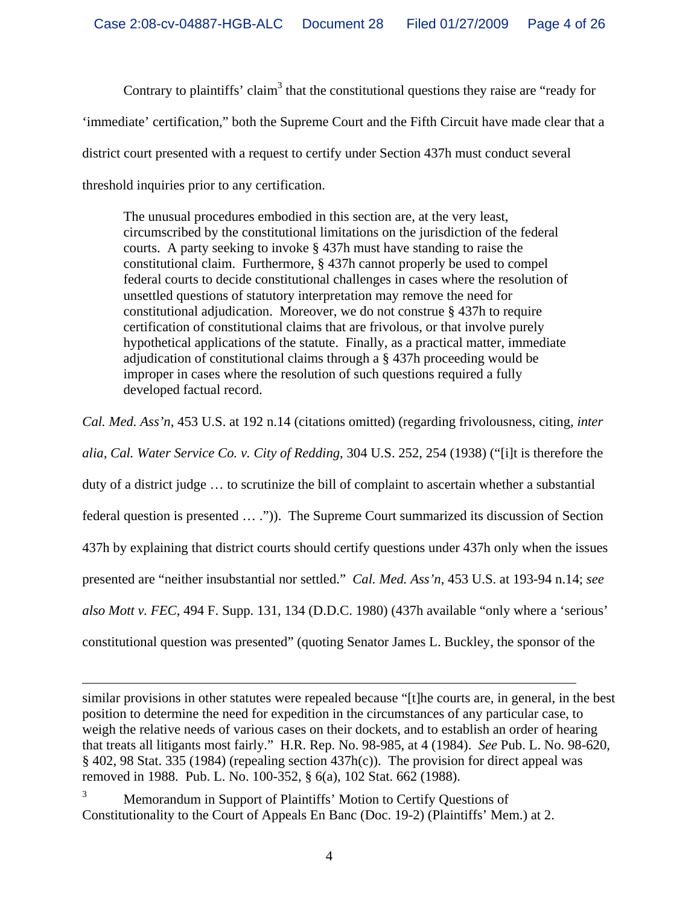Contrary to plaintiffs' claim[3] that the constitutional questions they raise are "ready for 'immediate' certification," both the Supreme Court and the Fifth Circuit have made clear that a district court presented with a request to certify under Section 437h must conduct several threshold inquiries prior to any certification.

> The unusual procedures embodied in this section are, at the very least, circumscribed by the constitutional limitations on the jurisdiction of the federal courts. A party seeking to invoke § 437h must have standing to raise the constitutional claim. Furthermore, § 437h cannot properly be used to compel federal courts to decide constitutional challenges in cases where the resolution of unsettled questions of statutory interpretation may remove the need for constitutional adjudication. Moreover, we do not construe § 437h to require certification of constitutional claims that are frivolous, or that involve purely hypothetical applications of the statute. Finally, as a practical matter, immediate adjudication of constitutional claims through a § 437h proceeding would be improper in cases where the resolution of such questions required a fully developed factual record.

*Cal. Med. Ass'n*, 453 U.S. at 192 n.14 (citations omitted) (regarding frivolousness, citing, *inter alia, Cal. Water Service Co. v. City of Redding*, 304 U.S. 252, 254 (1938) ("[i]t is therefore the duty of a district judge … to scrutinize the bill of complaint to ascertain whether a substantial federal question is presented … .")). The Supreme Court summarized its discussion of Section 437h by explaining that district courts should certify questions under 437h only when the issues presented are "neither insubstantial nor settled." *Cal. Med. Ass'n*, 453 U.S. at 193-94 n.14; *see also Mott v. FEC*, 494 F. Supp. 131, 134 (D.D.C. 1980) (437h available "only where a 'serious' constitutional question was presented" (quoting Senator James L. Buckley, the sponsor of the

---

similar provisions in other statutes were repealed because "[t]he courts are, in general, in the best position to determine the need for expedition in the circumstances of any particular case, to weigh the relative needs of various cases on their dockets, and to establish an order of hearing that treats all litigants most fairly." H.R. Rep. No. 98-985, at 4 (1984). *See* Pub. L. No. 98-620, § 402, 98 Stat. 335 (1984) (repealing section 437h(c)). The provision for direct appeal was removed in 1988. Pub. L. No. 100-352, § 6(a), 102 Stat. 662 (1988).

[3] Memorandum in Support of Plaintiffs' Motion to Certify Questions of Constitutionality to the Court of Appeals En Banc (Doc. 19-2) (Plaintiffs' Mem.) at 2.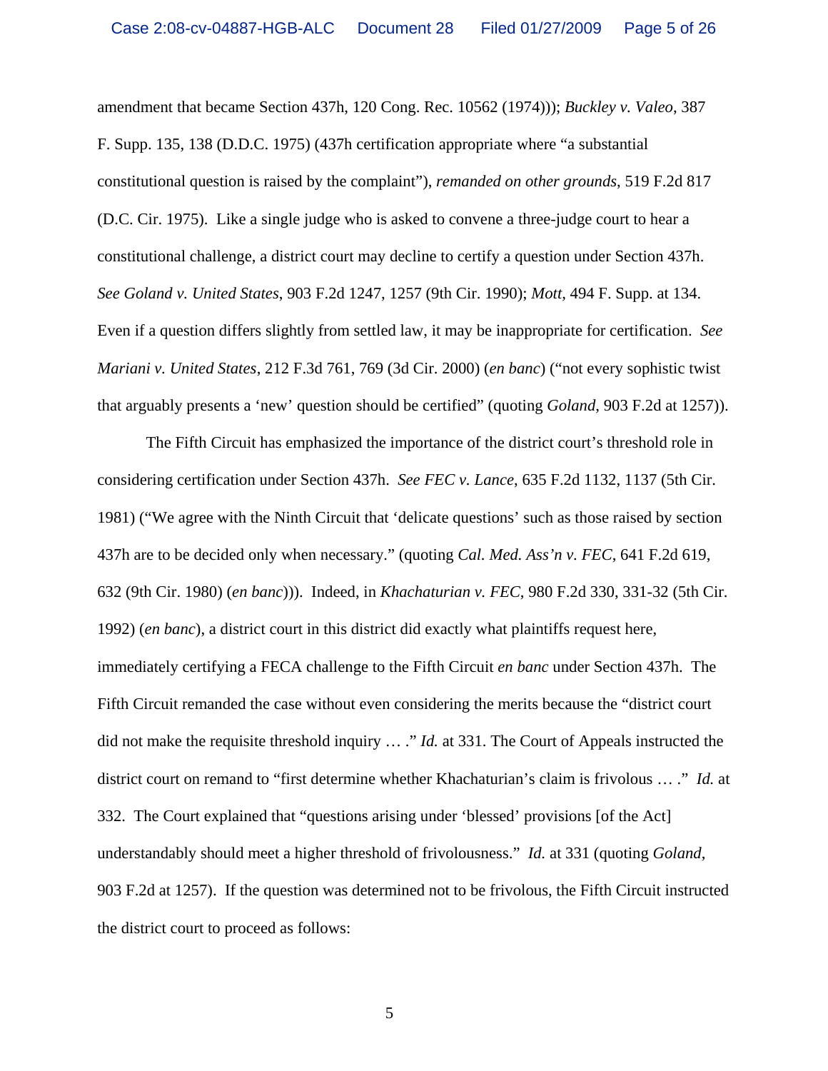amendment that became Section 437h, 120 Cong. Rec. 10562 (1974))); *Buckley v. Valeo*, 387 F. Supp. 135, 138 (D.D.C. 1975) (437h certification appropriate where "a substantial constitutional question is raised by the complaint"), *remanded on other grounds*, 519 F.2d 817 (D.C. Cir. 1975). Like a single judge who is asked to convene a three-judge court to hear a constitutional challenge, a district court may decline to certify a question under Section 437h. *See Goland v. United States*, 903 F.2d 1247, 1257 (9th Cir. 1990); *Mott*, 494 F. Supp. at 134. Even if a question differs slightly from settled law, it may be inappropriate for certification. *See Mariani v. United States*, 212 F.3d 761, 769 (3d Cir. 2000) (*en banc*) ("not every sophistic twist that arguably presents a 'new' question should be certified" (quoting *Goland*, 903 F.2d at 1257)).

The Fifth Circuit has emphasized the importance of the district court's threshold role in considering certification under Section 437h. *See FEC v. Lance*, 635 F.2d 1132, 1137 (5th Cir. 1981) ("We agree with the Ninth Circuit that 'delicate questions' such as those raised by section 437h are to be decided only when necessary." (quoting *Cal. Med. Ass'n v. FEC*, 641 F.2d 619, 632 (9th Cir. 1980) (*en banc*))). Indeed, in *Khachaturian v. FEC*, 980 F.2d 330, 331-32 (5th Cir. 1992) (*en banc*), a district court in this district did exactly what plaintiffs request here, immediately certifying a FECA challenge to the Fifth Circuit *en banc* under Section 437h. The Fifth Circuit remanded the case without even considering the merits because the "district court did not make the requisite threshold inquiry … ." *Id.* at 331. The Court of Appeals instructed the district court on remand to "first determine whether Khachaturian's claim is frivolous … ." *Id.* at 332. The Court explained that "questions arising under 'blessed' provisions [of the Act] understandably should meet a higher threshold of frivolousness." *Id.* at 331 (quoting *Goland*, 903 F.2d at 1257). If the question was determined not to be frivolous, the Fifth Circuit instructed the district court to proceed as follows: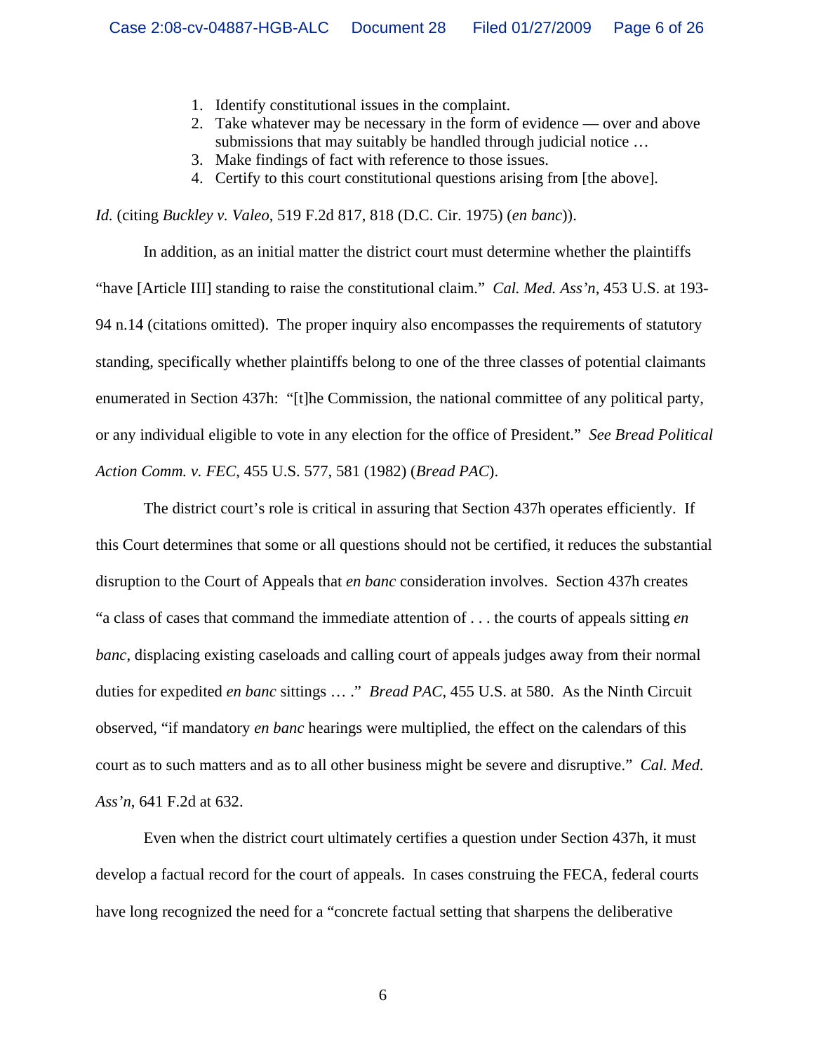1. Identify constitutional issues in the complaint.
2. Take whatever may be necessary in the form of evidence — over and above submissions that may suitably be handled through judicial notice …
3. Make findings of fact with reference to those issues.
4. Certify to this court constitutional questions arising from [the above].

*Id.* (citing *Buckley v. Valeo*, 519 F.2d 817, 818 (D.C. Cir. 1975) (*en banc*)).

In addition, as an initial matter the district court must determine whether the plaintiffs "have [Article III] standing to raise the constitutional claim." *Cal. Med. Ass'n*, 453 U.S. at 193-94 n.14 (citations omitted). The proper inquiry also encompasses the requirements of statutory standing, specifically whether plaintiffs belong to one of the three classes of potential claimants enumerated in Section 437h: "[t]he Commission, the national committee of any political party, or any individual eligible to vote in any election for the office of President." *See Bread Political Action Comm. v. FEC*, 455 U.S. 577, 581 (1982) (*Bread PAC*).

The district court's role is critical in assuring that Section 437h operates efficiently. If this Court determines that some or all questions should not be certified, it reduces the substantial disruption to the Court of Appeals that *en banc* consideration involves. Section 437h creates "a class of cases that command the immediate attention of . . . the courts of appeals sitting *en banc*, displacing existing caseloads and calling court of appeals judges away from their normal duties for expedited *en banc* sittings … ." *Bread PAC*, 455 U.S. at 580. As the Ninth Circuit observed, "if mandatory *en banc* hearings were multiplied, the effect on the calendars of this court as to such matters and as to all other business might be severe and disruptive." *Cal. Med. Ass'n*, 641 F.2d at 632.

Even when the district court ultimately certifies a question under Section 437h, it must develop a factual record for the court of appeals. In cases construing the FECA, federal courts have long recognized the need for a "concrete factual setting that sharpens the deliberative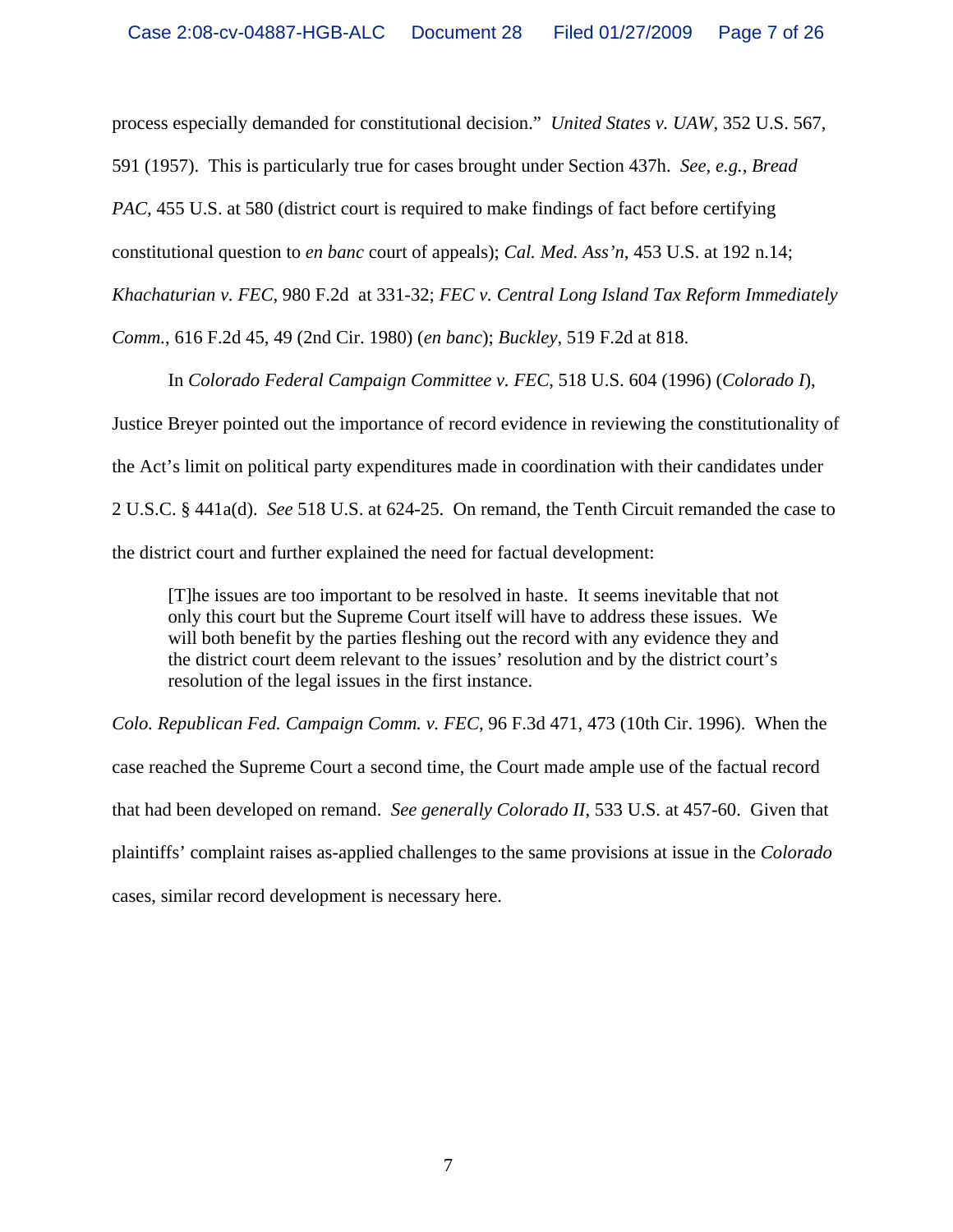process especially demanded for constitutional decision." *United States v. UAW*, 352 U.S. 567, 591 (1957). This is particularly true for cases brought under Section 437h. *See, e.g., Bread PAC*, 455 U.S. at 580 (district court is required to make findings of fact before certifying constitutional question to *en banc* court of appeals); *Cal. Med. Ass'n*, 453 U.S. at 192 n.14; *Khachaturian v. FEC*, 980 F.2d at 331-32; *FEC v. Central Long Island Tax Reform Immediately Comm.*, 616 F.2d 45, 49 (2nd Cir. 1980) (*en banc*); *Buckley*, 519 F.2d at 818.

In *Colorado Federal Campaign Committee v. FEC*, 518 U.S. 604 (1996) (*Colorado I*), Justice Breyer pointed out the importance of record evidence in reviewing the constitutionality of the Act's limit on political party expenditures made in coordination with their candidates under 2 U.S.C. § 441a(d). *See* 518 U.S. at 624-25. On remand, the Tenth Circuit remanded the case to the district court and further explained the need for factual development:

> [T]he issues are too important to be resolved in haste. It seems inevitable that not only this court but the Supreme Court itself will have to address these issues. We will both benefit by the parties fleshing out the record with any evidence they and the district court deem relevant to the issues' resolution and by the district court's resolution of the legal issues in the first instance.

*Colo. Republican Fed. Campaign Comm. v. FEC*, 96 F.3d 471, 473 (10th Cir. 1996). When the case reached the Supreme Court a second time, the Court made ample use of the factual record that had been developed on remand. *See generally Colorado II*, 533 U.S. at 457-60. Given that plaintiffs' complaint raises as-applied challenges to the same provisions at issue in the *Colorado* cases, similar record development is necessary here.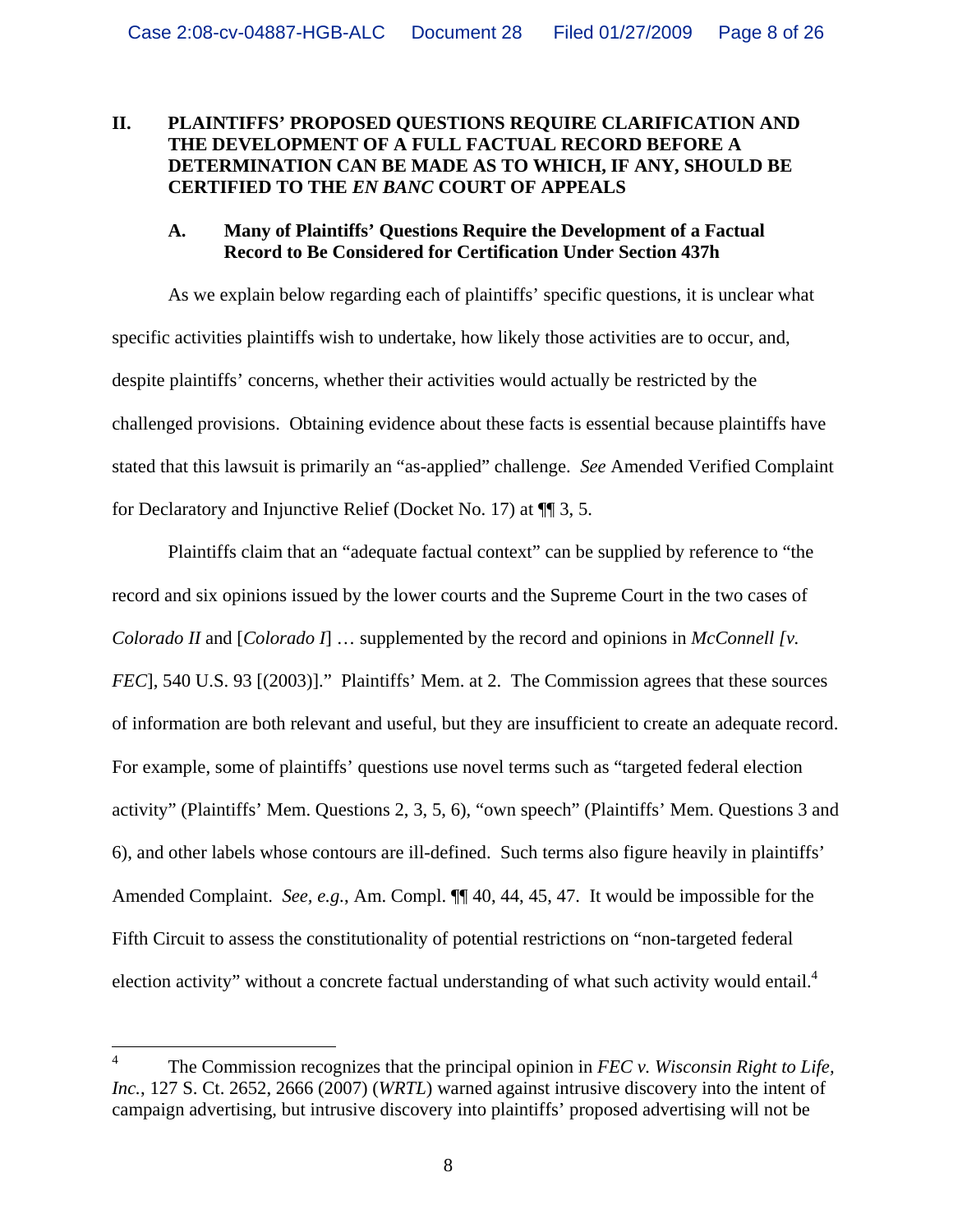## II. PLAINTIFFS' PROPOSED QUESTIONS REQUIRE CLARIFICATION AND THE DEVELOPMENT OF A FULL FACTUAL RECORD BEFORE A DETERMINATION CAN BE MADE AS TO WHICH, IF ANY, SHOULD BE CERTIFIED TO THE *EN BANC* COURT OF APPEALS

### A. Many of Plaintiffs' Questions Require the Development of a Factual Record to Be Considered for Certification Under Section 437h

As we explain below regarding each of plaintiffs' specific questions, it is unclear what specific activities plaintiffs wish to undertake, how likely those activities are to occur, and, despite plaintiffs' concerns, whether their activities would actually be restricted by the challenged provisions. Obtaining evidence about these facts is essential because plaintiffs have stated that this lawsuit is primarily an "as-applied" challenge. *See* Amended Verified Complaint for Declaratory and Injunctive Relief (Docket No. 17) at ¶¶ 3, 5.

Plaintiffs claim that an "adequate factual context" can be supplied by reference to "the record and six opinions issued by the lower courts and the Supreme Court in the two cases of *Colorado II* and [*Colorado I*] … supplemented by the record and opinions in *McConnell [v. FEC*], 540 U.S. 93 [(2003)]." Plaintiffs' Mem. at 2. The Commission agrees that these sources of information are both relevant and useful, but they are insufficient to create an adequate record. For example, some of plaintiffs' questions use novel terms such as "targeted federal election activity" (Plaintiffs' Mem. Questions 2, 3, 5, 6), "own speech" (Plaintiffs' Mem. Questions 3 and 6), and other labels whose contours are ill-defined. Such terms also figure heavily in plaintiffs' Amended Complaint. *See, e.g.*, Am. Compl. ¶¶ 40, 44, 45, 47. It would be impossible for the Fifth Circuit to assess the constitutionality of potential restrictions on "non-targeted federal election activity" without a concrete factual understanding of what such activity would entail.[4]

---

[4] The Commission recognizes that the principal opinion in *FEC v. Wisconsin Right to Life, Inc.*, 127 S. Ct. 2652, 2666 (2007) (*WRTL*) warned against intrusive discovery into the intent of campaign advertising, but intrusive discovery into plaintiffs' proposed advertising will not be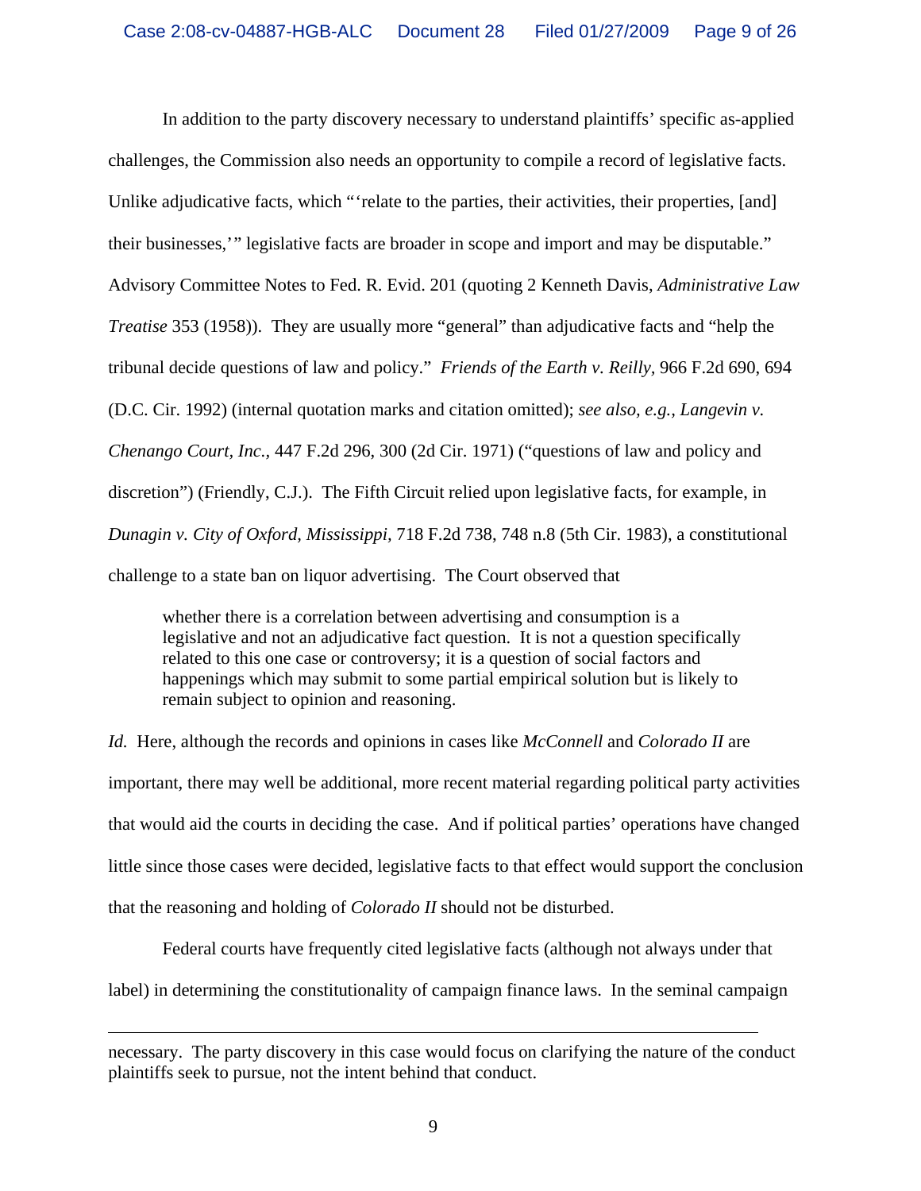In addition to the party discovery necessary to understand plaintiffs' specific as-applied challenges, the Commission also needs an opportunity to compile a record of legislative facts. Unlike adjudicative facts, which "'relate to the parties, their activities, their properties, [and] their businesses,'" legislative facts are broader in scope and import and may be disputable." Advisory Committee Notes to Fed. R. Evid. 201 (quoting 2 Kenneth Davis, *Administrative Law Treatise* 353 (1958)). They are usually more "general" than adjudicative facts and "help the tribunal decide questions of law and policy." *Friends of the Earth v. Reilly*, 966 F.2d 690, 694 (D.C. Cir. 1992) (internal quotation marks and citation omitted); *see also, e.g., Langevin v. Chenango Court, Inc.*, 447 F.2d 296, 300 (2d Cir. 1971) ("questions of law and policy and discretion") (Friendly, C.J.). The Fifth Circuit relied upon legislative facts, for example, in *Dunagin v. City of Oxford, Mississippi*, 718 F.2d 738, 748 n.8 (5th Cir. 1983), a constitutional challenge to a state ban on liquor advertising. The Court observed that

> whether there is a correlation between advertising and consumption is a legislative and not an adjudicative fact question. It is not a question specifically related to this one case or controversy; it is a question of social factors and happenings which may submit to some partial empirical solution but is likely to remain subject to opinion and reasoning.

*Id.* Here, although the records and opinions in cases like *McConnell* and *Colorado II* are important, there may well be additional, more recent material regarding political party activities that would aid the courts in deciding the case. And if political parties' operations have changed little since those cases were decided, legislative facts to that effect would support the conclusion that the reasoning and holding of *Colorado II* should not be disturbed.

Federal courts have frequently cited legislative facts (although not always under that label) in determining the constitutionality of campaign finance laws. In the seminal campaign

---

necessary. The party discovery in this case would focus on clarifying the nature of the conduct plaintiffs seek to pursue, not the intent behind that conduct.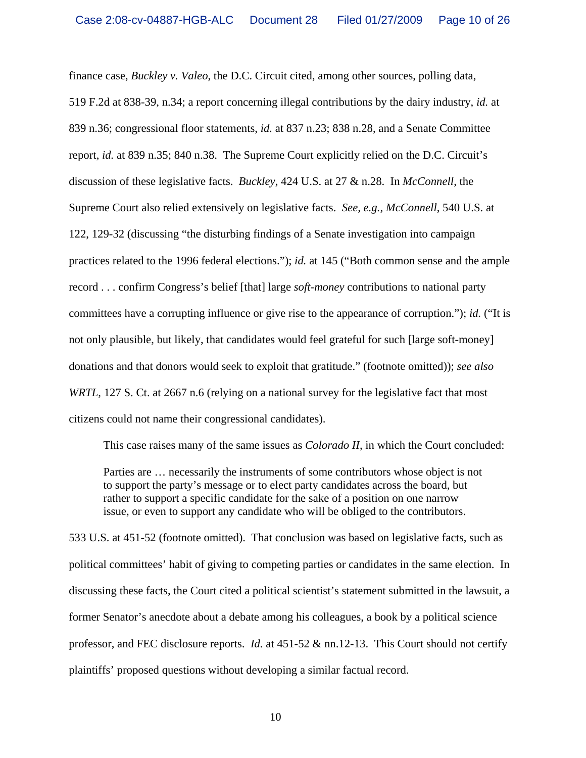finance case, *Buckley v. Valeo*, the D.C. Circuit cited, among other sources, polling data, 519 F.2d at 838-39, n.34; a report concerning illegal contributions by the dairy industry, *id.* at 839 n.36; congressional floor statements, *id.* at 837 n.23; 838 n.28, and a Senate Committee report, *id.* at 839 n.35; 840 n.38. The Supreme Court explicitly relied on the D.C. Circuit's discussion of these legislative facts. *Buckley*, 424 U.S. at 27 & n.28. In *McConnell*, the Supreme Court also relied extensively on legislative facts. *See, e.g.*, *McConnell*, 540 U.S. at 122, 129-32 (discussing "the disturbing findings of a Senate investigation into campaign practices related to the 1996 federal elections."); *id.* at 145 ("Both common sense and the ample record . . . confirm Congress's belief [that] large *soft-money* contributions to national party committees have a corrupting influence or give rise to the appearance of corruption."); *id.* ("It is not only plausible, but likely, that candidates would feel grateful for such [large soft-money] donations and that donors would seek to exploit that gratitude." (footnote omitted)); *see also WRTL*, 127 S. Ct. at 2667 n.6 (relying on a national survey for the legislative fact that most citizens could not name their congressional candidates).

This case raises many of the same issues as *Colorado II*, in which the Court concluded:

> Parties are … necessarily the instruments of some contributors whose object is not to support the party's message or to elect party candidates across the board, but rather to support a specific candidate for the sake of a position on one narrow issue, or even to support any candidate who will be obliged to the contributors.

533 U.S. at 451-52 (footnote omitted). That conclusion was based on legislative facts, such as political committees' habit of giving to competing parties or candidates in the same election. In discussing these facts, the Court cited a political scientist's statement submitted in the lawsuit, a former Senator's anecdote about a debate among his colleagues, a book by a political science professor, and FEC disclosure reports. *Id.* at 451-52 & nn.12-13. This Court should not certify plaintiffs' proposed questions without developing a similar factual record.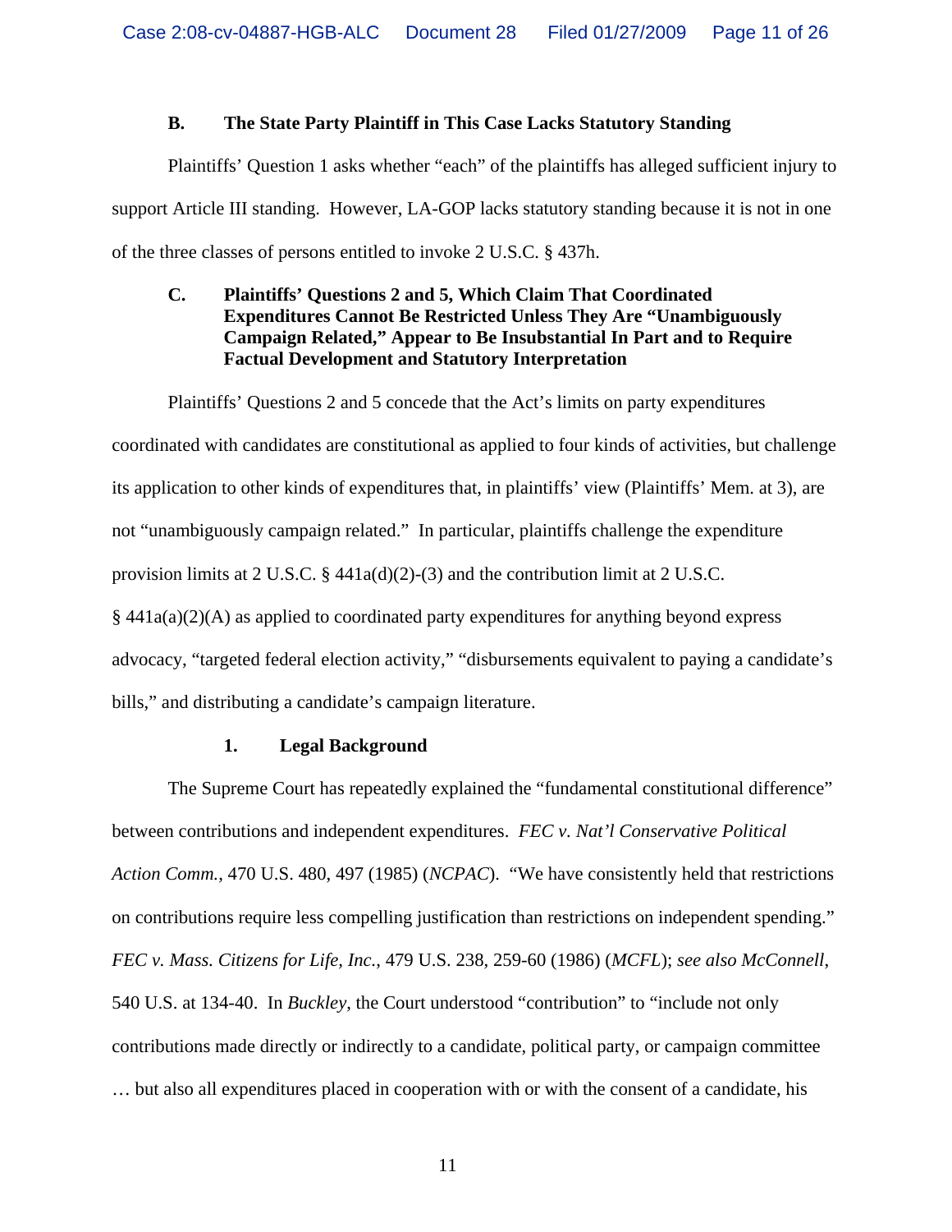### B. The State Party Plaintiff in This Case Lacks Statutory Standing

Plaintiffs' Question 1 asks whether "each" of the plaintiffs has alleged sufficient injury to support Article III standing. However, LA-GOP lacks statutory standing because it is not in one of the three classes of persons entitled to invoke 2 U.S.C. § 437h.

### C. Plaintiffs' Questions 2 and 5, Which Claim That Coordinated Expenditures Cannot Be Restricted Unless They Are "Unambiguously Campaign Related," Appear to Be Insubstantial In Part and to Require Factual Development and Statutory Interpretation

Plaintiffs' Questions 2 and 5 concede that the Act's limits on party expenditures coordinated with candidates are constitutional as applied to four kinds of activities, but challenge its application to other kinds of expenditures that, in plaintiffs' view (Plaintiffs' Mem. at 3), are not "unambiguously campaign related." In particular, plaintiffs challenge the expenditure provision limits at 2 U.S.C. § 441a(d)(2)-(3) and the contribution limit at 2 U.S.C. § 441a(a)(2)(A) as applied to coordinated party expenditures for anything beyond express advocacy, "targeted federal election activity," "disbursements equivalent to paying a candidate's bills," and distributing a candidate's campaign literature.

#### 1. Legal Background

The Supreme Court has repeatedly explained the "fundamental constitutional difference" between contributions and independent expenditures. *FEC v. Nat'l Conservative Political Action Comm.*, 470 U.S. 480, 497 (1985) (*NCPAC*). "We have consistently held that restrictions on contributions require less compelling justification than restrictions on independent spending." *FEC v. Mass. Citizens for Life, Inc.*, 479 U.S. 238, 259-60 (1986) (*MCFL*); *see also McConnell*, 540 U.S. at 134-40. In *Buckley*, the Court understood "contribution" to "include not only contributions made directly or indirectly to a candidate, political party, or campaign committee … but also all expenditures placed in cooperation with or with the consent of a candidate, his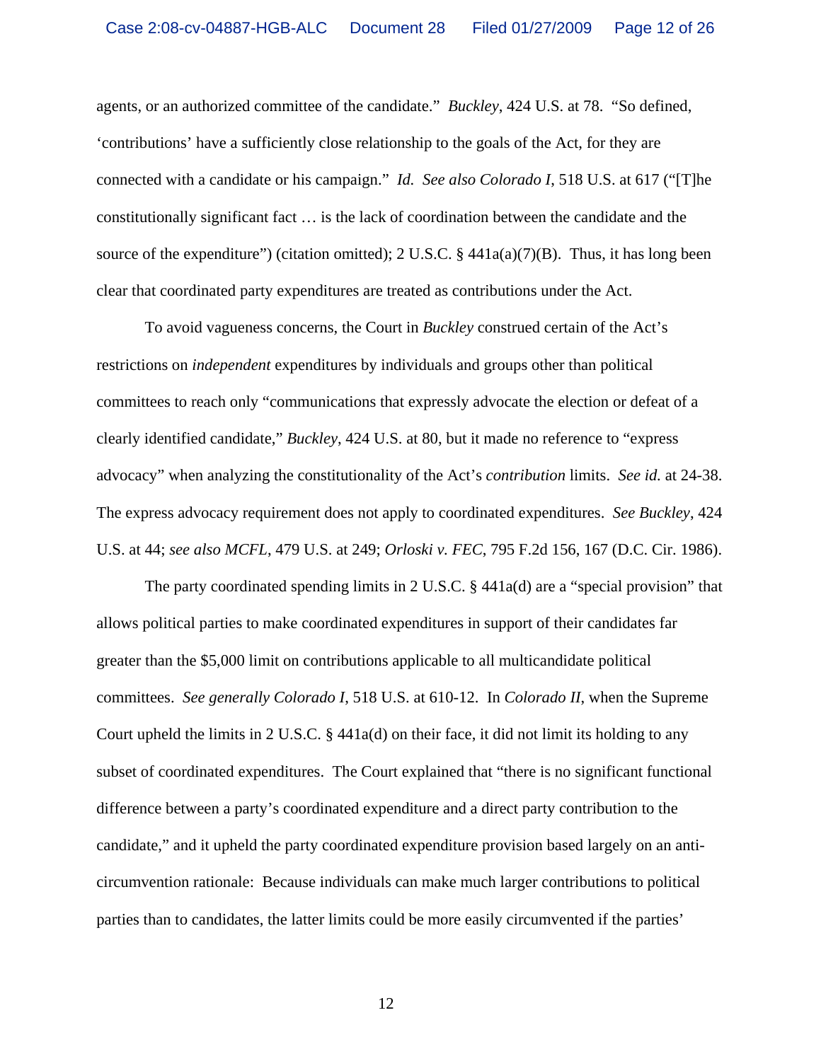agents, or an authorized committee of the candidate." *Buckley*, 424 U.S. at 78. "So defined, 'contributions' have a sufficiently close relationship to the goals of the Act, for they are connected with a candidate or his campaign." *Id. See also Colorado I*, 518 U.S. at 617 ("[T]he constitutionally significant fact … is the lack of coordination between the candidate and the source of the expenditure") (citation omitted); 2 U.S.C. § 441a(a)(7)(B). Thus, it has long been clear that coordinated party expenditures are treated as contributions under the Act.

To avoid vagueness concerns, the Court in *Buckley* construed certain of the Act's restrictions on *independent* expenditures by individuals and groups other than political committees to reach only "communications that expressly advocate the election or defeat of a clearly identified candidate," *Buckley*, 424 U.S. at 80, but it made no reference to "express advocacy" when analyzing the constitutionality of the Act's *contribution* limits. *See id.* at 24-38. The express advocacy requirement does not apply to coordinated expenditures. *See Buckley*, 424 U.S. at 44; *see also MCFL*, 479 U.S. at 249; *Orloski v. FEC*, 795 F.2d 156, 167 (D.C. Cir. 1986).

The party coordinated spending limits in 2 U.S.C. § 441a(d) are a "special provision" that allows political parties to make coordinated expenditures in support of their candidates far greater than the $5,000 limit on contributions applicable to all multicandidate political committees. *See generally Colorado I*, 518 U.S. at 610-12. In *Colorado II*, when the Supreme Court upheld the limits in 2 U.S.C. § 441a(d) on their face, it did not limit its holding to any subset of coordinated expenditures. The Court explained that "there is no significant functional difference between a party's coordinated expenditure and a direct party contribution to the candidate," and it upheld the party coordinated expenditure provision based largely on an anti-circumvention rationale: Because individuals can make much larger contributions to political parties than to candidates, the latter limits could be more easily circumvented if the parties'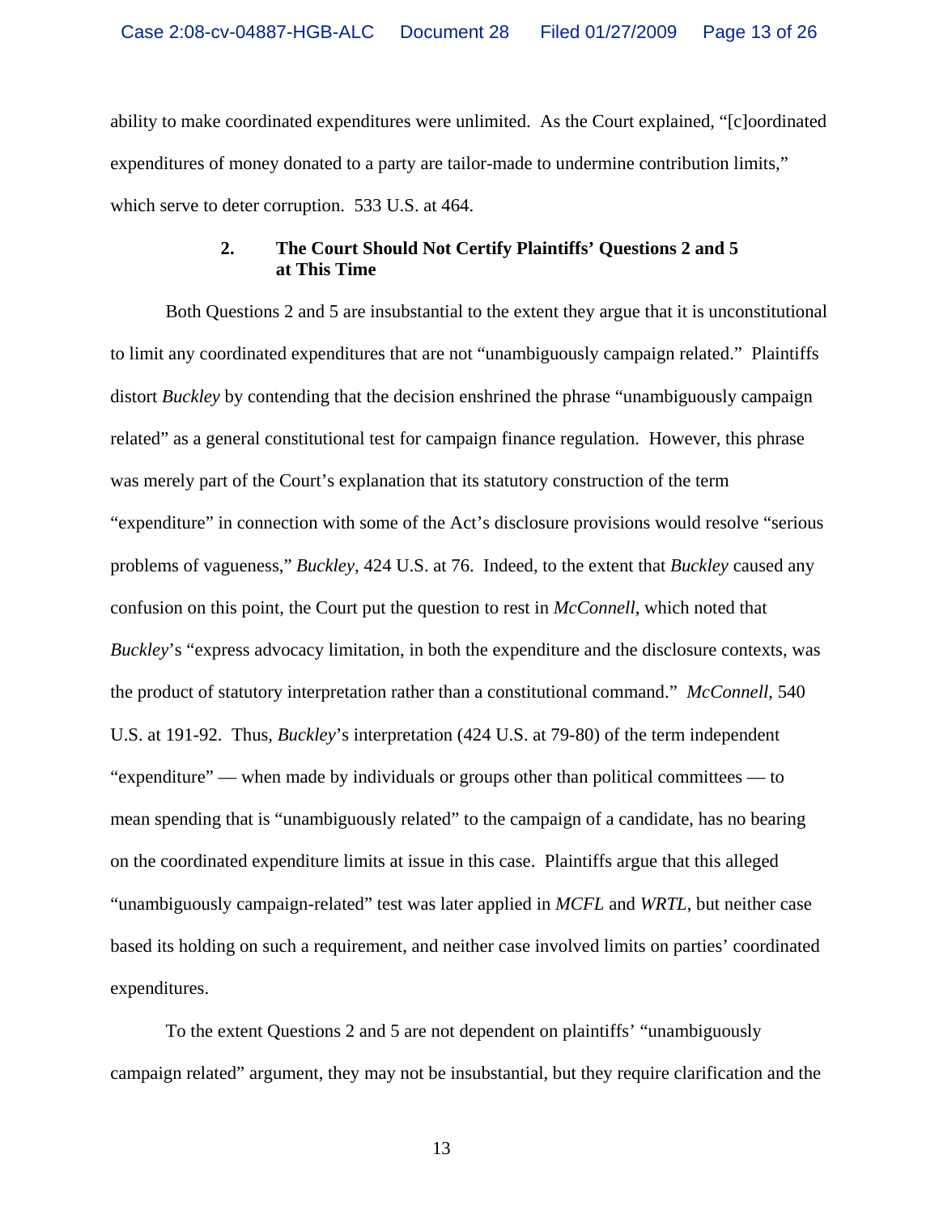ability to make coordinated expenditures were unlimited. As the Court explained, "[c]oordinated expenditures of money donated to a party are tailor-made to undermine contribution limits," which serve to deter corruption. 533 U.S. at 464.

### 2. The Court Should Not Certify Plaintiffs' Questions 2 and 5 at This Time

Both Questions 2 and 5 are insubstantial to the extent they argue that it is unconstitutional to limit any coordinated expenditures that are not "unambiguously campaign related." Plaintiffs distort *Buckley* by contending that the decision enshrined the phrase "unambiguously campaign related" as a general constitutional test for campaign finance regulation. However, this phrase was merely part of the Court's explanation that its statutory construction of the term "expenditure" in connection with some of the Act's disclosure provisions would resolve "serious problems of vagueness," *Buckley*, 424 U.S. at 76. Indeed, to the extent that *Buckley* caused any confusion on this point, the Court put the question to rest in *McConnell*, which noted that *Buckley*'s "express advocacy limitation, in both the expenditure and the disclosure contexts, was the product of statutory interpretation rather than a constitutional command." *McConnell*, 540 U.S. at 191-92. Thus, *Buckley*'s interpretation (424 U.S. at 79-80) of the term independent "expenditure" — when made by individuals or groups other than political committees — to mean spending that is "unambiguously related" to the campaign of a candidate, has no bearing on the coordinated expenditure limits at issue in this case. Plaintiffs argue that this alleged "unambiguously campaign-related" test was later applied in *MCFL* and *WRTL*, but neither case based its holding on such a requirement, and neither case involved limits on parties' coordinated expenditures.

To the extent Questions 2 and 5 are not dependent on plaintiffs' "unambiguously campaign related" argument, they may not be insubstantial, but they require clarification and the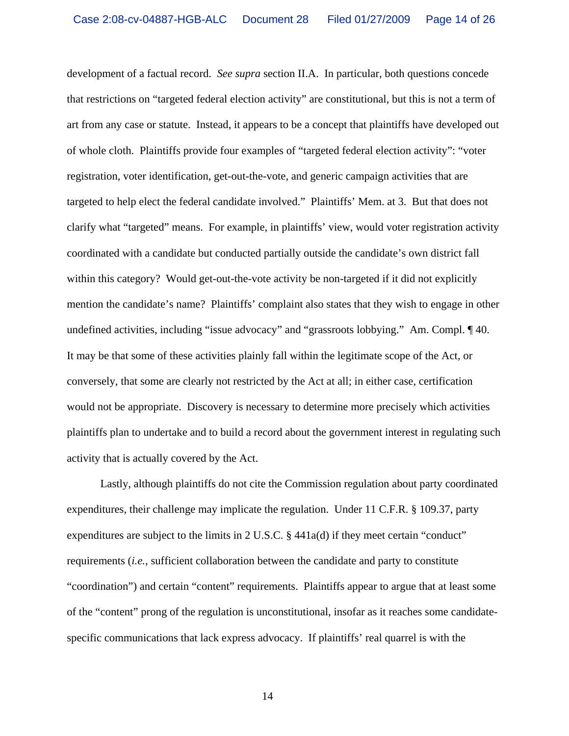development of a factual record. *See supra* section II.A. In particular, both questions concede that restrictions on "targeted federal election activity" are constitutional, but this is not a term of art from any case or statute. Instead, it appears to be a concept that plaintiffs have developed out of whole cloth. Plaintiffs provide four examples of "targeted federal election activity": "voter registration, voter identification, get-out-the-vote, and generic campaign activities that are targeted to help elect the federal candidate involved." Plaintiffs' Mem. at 3. But that does not clarify what "targeted" means. For example, in plaintiffs' view, would voter registration activity coordinated with a candidate but conducted partially outside the candidate's own district fall within this category? Would get-out-the-vote activity be non-targeted if it did not explicitly mention the candidate's name? Plaintiffs' complaint also states that they wish to engage in other undefined activities, including "issue advocacy" and "grassroots lobbying." Am. Compl. ¶ 40. It may be that some of these activities plainly fall within the legitimate scope of the Act, or conversely, that some are clearly not restricted by the Act at all; in either case, certification would not be appropriate. Discovery is necessary to determine more precisely which activities plaintiffs plan to undertake and to build a record about the government interest in regulating such activity that is actually covered by the Act.

Lastly, although plaintiffs do not cite the Commission regulation about party coordinated expenditures, their challenge may implicate the regulation. Under 11 C.F.R. § 109.37, party expenditures are subject to the limits in 2 U.S.C. § 441a(d) if they meet certain "conduct" requirements (*i.e.*, sufficient collaboration between the candidate and party to constitute "coordination") and certain "content" requirements. Plaintiffs appear to argue that at least some of the "content" prong of the regulation is unconstitutional, insofar as it reaches some candidate-specific communications that lack express advocacy. If plaintiffs' real quarrel is with the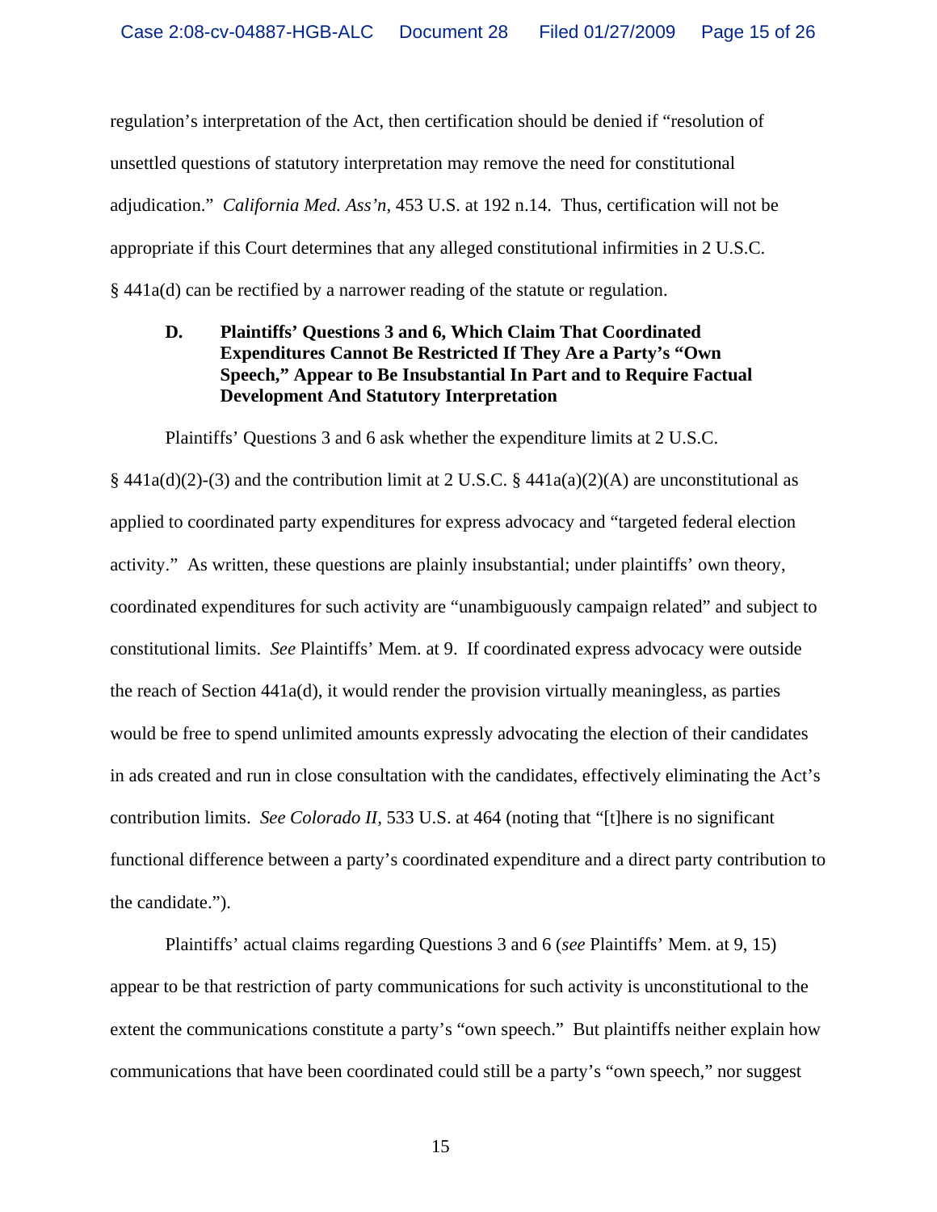regulation's interpretation of the Act, then certification should be denied if "resolution of unsettled questions of statutory interpretation may remove the need for constitutional adjudication." *California Med. Ass'n*, 453 U.S. at 192 n.14. Thus, certification will not be appropriate if this Court determines that any alleged constitutional infirmities in 2 U.S.C. § 441a(d) can be rectified by a narrower reading of the statute or regulation.

### D. Plaintiffs' Questions 3 and 6, Which Claim That Coordinated Expenditures Cannot Be Restricted If They Are a Party's "Own Speech," Appear to Be Insubstantial In Part and to Require Factual Development And Statutory Interpretation

Plaintiffs' Questions 3 and 6 ask whether the expenditure limits at 2 U.S.C. § 441a(d)(2)-(3) and the contribution limit at 2 U.S.C. § 441a(a)(2)(A) are unconstitutional as applied to coordinated party expenditures for express advocacy and "targeted federal election activity." As written, these questions are plainly insubstantial; under plaintiffs' own theory, coordinated expenditures for such activity are "unambiguously campaign related" and subject to constitutional limits. *See* Plaintiffs' Mem. at 9. If coordinated express advocacy were outside the reach of Section 441a(d), it would render the provision virtually meaningless, as parties would be free to spend unlimited amounts expressly advocating the election of their candidates in ads created and run in close consultation with the candidates, effectively eliminating the Act's contribution limits. *See Colorado II*, 533 U.S. at 464 (noting that "[t]here is no significant functional difference between a party's coordinated expenditure and a direct party contribution to the candidate.").

Plaintiffs' actual claims regarding Questions 3 and 6 (*see* Plaintiffs' Mem. at 9, 15) appear to be that restriction of party communications for such activity is unconstitutional to the extent the communications constitute a party's "own speech." But plaintiffs neither explain how communications that have been coordinated could still be a party's "own speech," nor suggest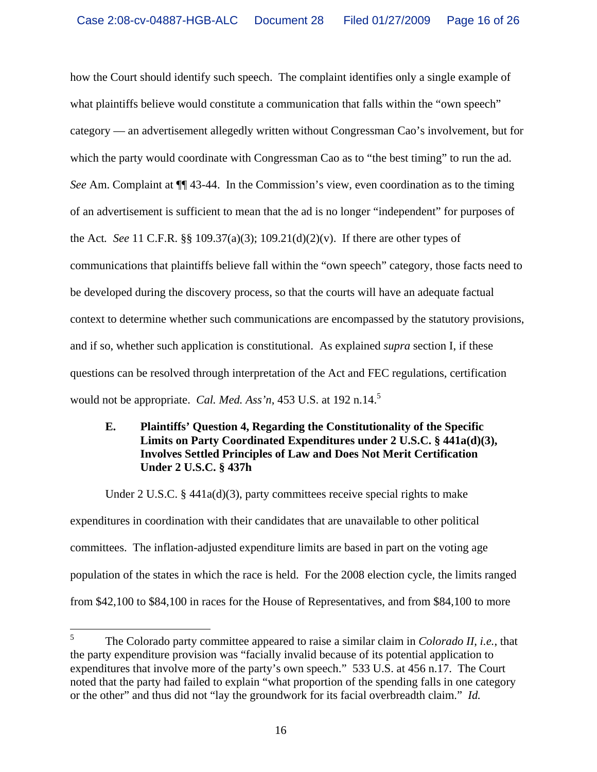how the Court should identify such speech. The complaint identifies only a single example of what plaintiffs believe would constitute a communication that falls within the "own speech" category — an advertisement allegedly written without Congressman Cao's involvement, but for which the party would coordinate with Congressman Cao as to "the best timing" to run the ad. *See* Am. Complaint at ¶¶ 43-44. In the Commission's view, even coordination as to the timing of an advertisement is sufficient to mean that the ad is no longer "independent" for purposes of the Act. *See* 11 C.F.R. §§ 109.37(a)(3); 109.21(d)(2)(v). If there are other types of communications that plaintiffs believe fall within the "own speech" category, those facts need to be developed during the discovery process, so that the courts will have an adequate factual context to determine whether such communications are encompassed by the statutory provisions, and if so, whether such application is constitutional. As explained *supra* section I, if these questions can be resolved through interpretation of the Act and FEC regulations, certification would not be appropriate. *Cal. Med. Ass'n*, 453 U.S. at 192 n.14.[5]

### E. Plaintiffs' Question 4, Regarding the Constitutionality of the Specific Limits on Party Coordinated Expenditures under 2 U.S.C. § 441a(d)(3), Involves Settled Principles of Law and Does Not Merit Certification Under 2 U.S.C. § 437h

Under 2 U.S.C. § 441a(d)(3), party committees receive special rights to make expenditures in coordination with their candidates that are unavailable to other political committees. The inflation-adjusted expenditure limits are based in part on the voting age population of the states in which the race is held. For the 2008 election cycle, the limits ranged from \$42,100 to \$84,100 in races for the House of Representatives, and from \$84,100 to more

---

[5] The Colorado party committee appeared to raise a similar claim in *Colorado II*, *i.e.*, that the party expenditure provision was "facially invalid because of its potential application to expenditures that involve more of the party's own speech." 533 U.S. at 456 n.17. The Court noted that the party had failed to explain "what proportion of the spending falls in one category or the other" and thus did not "lay the groundwork for its facial overbreadth claim." *Id.*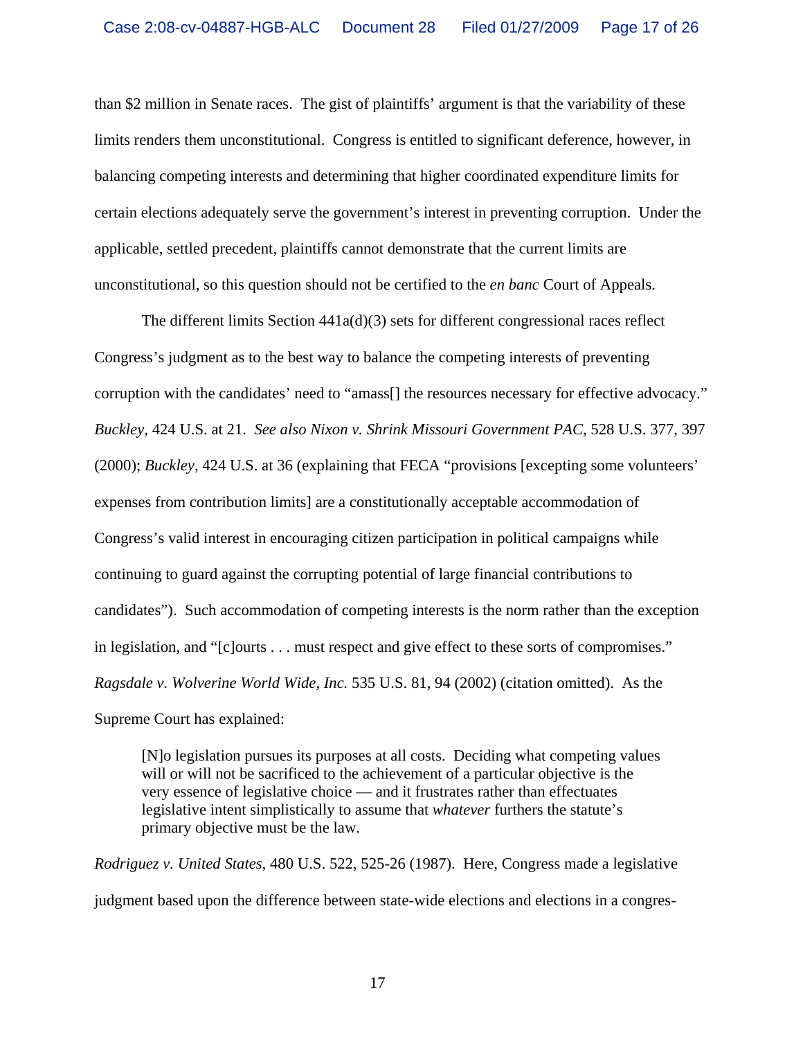than $2 million in Senate races. The gist of plaintiffs' argument is that the variability of these limits renders them unconstitutional. Congress is entitled to significant deference, however, in balancing competing interests and determining that higher coordinated expenditure limits for certain elections adequately serve the government's interest in preventing corruption. Under the applicable, settled precedent, plaintiffs cannot demonstrate that the current limits are unconstitutional, so this question should not be certified to the *en banc* Court of Appeals.

The different limits Section 441a(d)(3) sets for different congressional races reflect Congress's judgment as to the best way to balance the competing interests of preventing corruption with the candidates' need to "amass[] the resources necessary for effective advocacy." *Buckley*, 424 U.S. at 21. *See also Nixon v. Shrink Missouri Government PAC*, 528 U.S. 377, 397 (2000); *Buckley*, 424 U.S. at 36 (explaining that FECA "provisions [excepting some volunteers' expenses from contribution limits] are a constitutionally acceptable accommodation of Congress's valid interest in encouraging citizen participation in political campaigns while continuing to guard against the corrupting potential of large financial contributions to candidates"). Such accommodation of competing interests is the norm rather than the exception in legislation, and "[c]ourts . . . must respect and give effect to these sorts of compromises." *Ragsdale v. Wolverine World Wide, Inc.* 535 U.S. 81, 94 (2002) (citation omitted). As the Supreme Court has explained:

> [N]o legislation pursues its purposes at all costs. Deciding what competing values will or will not be sacrificed to the achievement of a particular objective is the very essence of legislative choice — and it frustrates rather than effectuates legislative intent simplistically to assume that *whatever* furthers the statute's primary objective must be the law.

*Rodriguez v. United States*, 480 U.S. 522, 525-26 (1987). Here, Congress made a legislative judgment based upon the difference between state-wide elections and elections in a congres-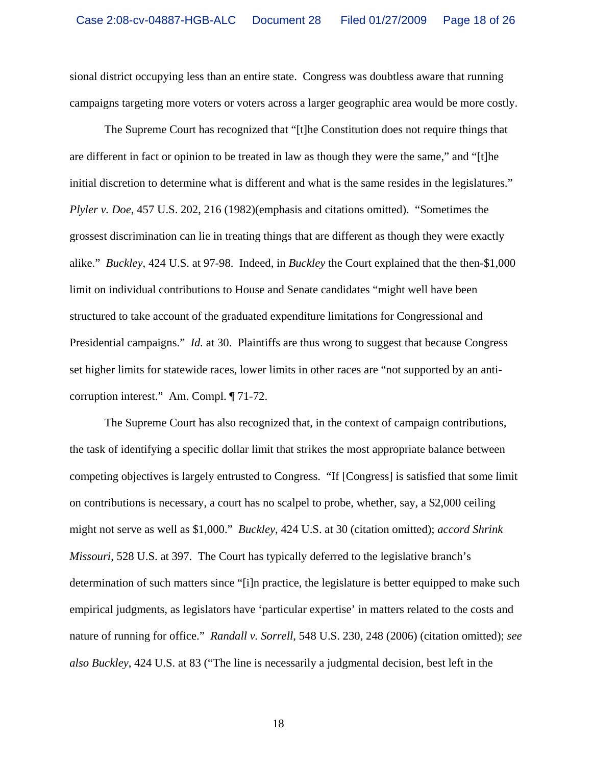sional district occupying less than an entire state. Congress was doubtless aware that running campaigns targeting more voters or voters across a larger geographic area would be more costly.

The Supreme Court has recognized that "[t]he Constitution does not require things that are different in fact or opinion to be treated in law as though they were the same," and "[t]he initial discretion to determine what is different and what is the same resides in the legislatures." *Plyler v. Doe*, 457 U.S. 202, 216 (1982)(emphasis and citations omitted). "Sometimes the grossest discrimination can lie in treating things that are different as though they were exactly alike." *Buckley*, 424 U.S. at 97-98. Indeed, in *Buckley* the Court explained that the then-$1,000 limit on individual contributions to House and Senate candidates "might well have been structured to take account of the graduated expenditure limitations for Congressional and Presidential campaigns." *Id.* at 30. Plaintiffs are thus wrong to suggest that because Congress set higher limits for statewide races, lower limits in other races are "not supported by an anti-corruption interest." Am. Compl. ¶ 71-72.

The Supreme Court has also recognized that, in the context of campaign contributions, the task of identifying a specific dollar limit that strikes the most appropriate balance between competing objectives is largely entrusted to Congress. "If [Congress] is satisfied that some limit on contributions is necessary, a court has no scalpel to probe, whether, say, a $2,000 ceiling might not serve as well as $1,000." *Buckley*, 424 U.S. at 30 (citation omitted); *accord Shrink Missouri*, 528 U.S. at 397. The Court has typically deferred to the legislative branch's determination of such matters since "[i]n practice, the legislature is better equipped to make such empirical judgments, as legislators have 'particular expertise' in matters related to the costs and nature of running for office." *Randall v. Sorrell*, 548 U.S. 230, 248 (2006) (citation omitted); *see also Buckley*, 424 U.S. at 83 ("The line is necessarily a judgmental decision, best left in the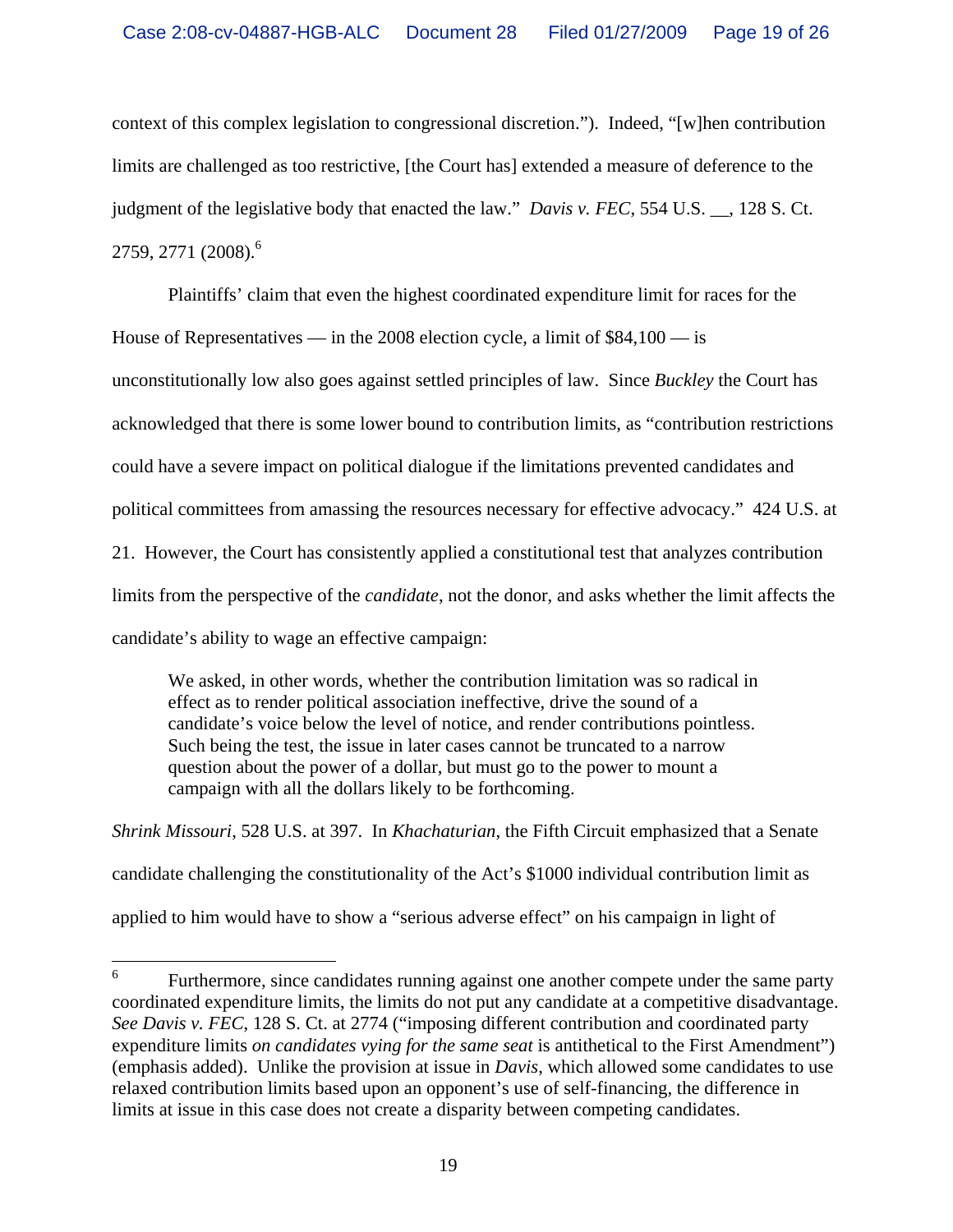context of this complex legislation to congressional discretion."). Indeed, "[w]hen contribution limits are challenged as too restrictive, [the Court has] extended a measure of deference to the judgment of the legislative body that enacted the law." *Davis v. FEC*, 554 U.S. __, 128 S. Ct. 2759, 2771 (2008).[6]

Plaintiffs' claim that even the highest coordinated expenditure limit for races for the House of Representatives — in the 2008 election cycle, a limit of $84,100 — is unconstitutionally low also goes against settled principles of law. Since *Buckley* the Court has acknowledged that there is some lower bound to contribution limits, as "contribution restrictions could have a severe impact on political dialogue if the limitations prevented candidates and political committees from amassing the resources necessary for effective advocacy." 424 U.S. at 21. However, the Court has consistently applied a constitutional test that analyzes contribution limits from the perspective of the *candidate*, not the donor, and asks whether the limit affects the candidate's ability to wage an effective campaign:

> We asked, in other words, whether the contribution limitation was so radical in effect as to render political association ineffective, drive the sound of a candidate's voice below the level of notice, and render contributions pointless. Such being the test, the issue in later cases cannot be truncated to a narrow question about the power of a dollar, but must go to the power to mount a campaign with all the dollars likely to be forthcoming.

*Shrink Missouri*, 528 U.S. at 397. In *Khachaturian*, the Fifth Circuit emphasized that a Senate candidate challenging the constitutionality of the Act's $1000 individual contribution limit as applied to him would have to show a "serious adverse effect" on his campaign in light of

---

[6] Furthermore, since candidates running against one another compete under the same party coordinated expenditure limits, the limits do not put any candidate at a competitive disadvantage. *See Davis v. FEC*, 128 S. Ct. at 2774 ("imposing different contribution and coordinated party expenditure limits *on candidates vying for the same seat* is antithetical to the First Amendment") (emphasis added). Unlike the provision at issue in *Davis*, which allowed some candidates to use relaxed contribution limits based upon an opponent's use of self-financing, the difference in limits at issue in this case does not create a disparity between competing candidates.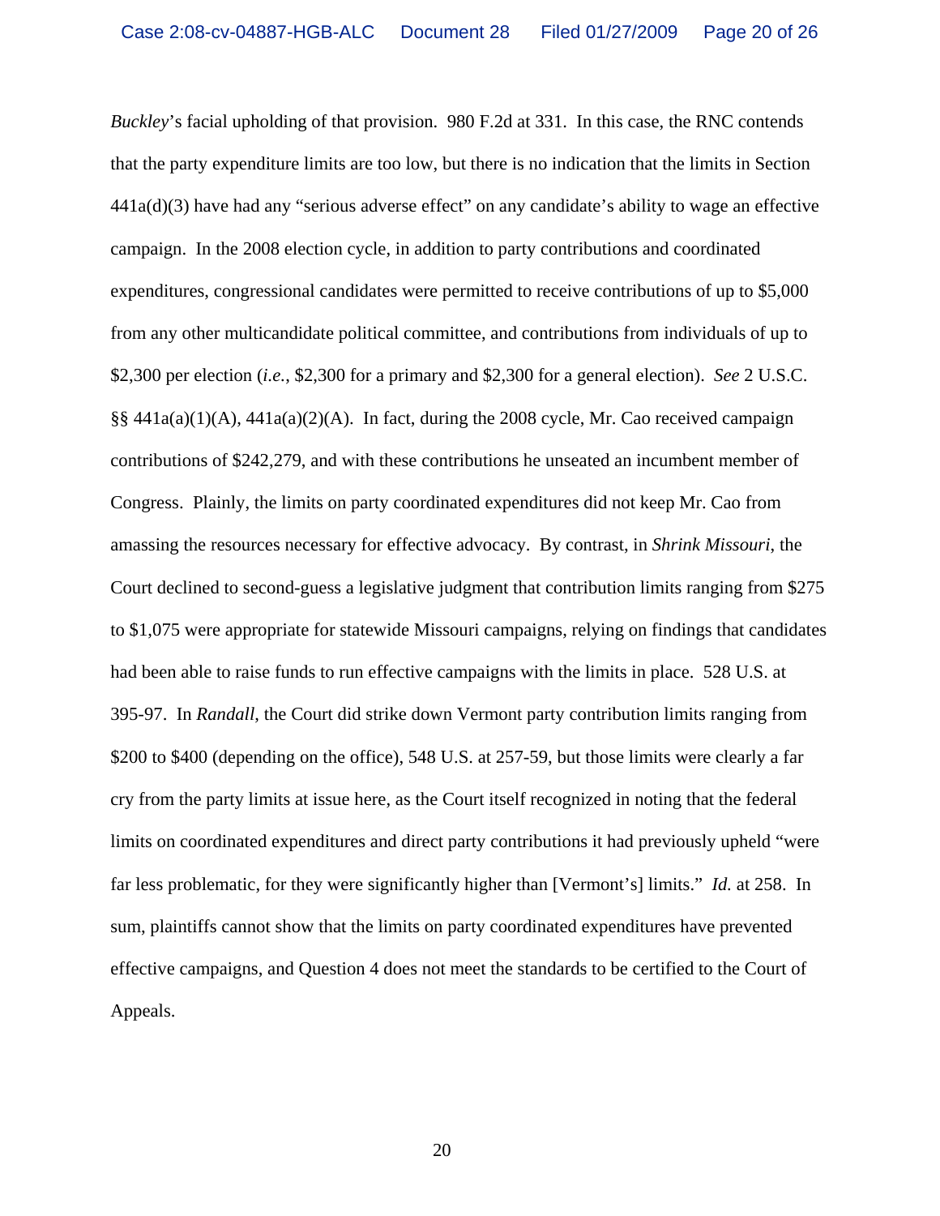*Buckley*'s facial upholding of that provision. 980 F.2d at 331. In this case, the RNC contends that the party expenditure limits are too low, but there is no indication that the limits in Section 441a(d)(3) have had any "serious adverse effect" on any candidate's ability to wage an effective campaign. In the 2008 election cycle, in addition to party contributions and coordinated expenditures, congressional candidates were permitted to receive contributions of up to $5,000 from any other multicandidate political committee, and contributions from individuals of up to $2,300 per election (*i.e.*, $2,300 for a primary and $2,300 for a general election). *See* 2 U.S.C. §§ 441a(a)(1)(A), 441a(a)(2)(A). In fact, during the 2008 cycle, Mr. Cao received campaign contributions of $242,279, and with these contributions he unseated an incumbent member of Congress. Plainly, the limits on party coordinated expenditures did not keep Mr. Cao from amassing the resources necessary for effective advocacy. By contrast, in *Shrink Missouri*, the Court declined to second-guess a legislative judgment that contribution limits ranging from $275 to $1,075 were appropriate for statewide Missouri campaigns, relying on findings that candidates had been able to raise funds to run effective campaigns with the limits in place. 528 U.S. at 395-97. In *Randall*, the Court did strike down Vermont party contribution limits ranging from $200 to $400 (depending on the office), 548 U.S. at 257-59, but those limits were clearly a far cry from the party limits at issue here, as the Court itself recognized in noting that the federal limits on coordinated expenditures and direct party contributions it had previously upheld "were far less problematic, for they were significantly higher than [Vermont's] limits." *Id.* at 258. In sum, plaintiffs cannot show that the limits on party coordinated expenditures have prevented effective campaigns, and Question 4 does not meet the standards to be certified to the Court of Appeals.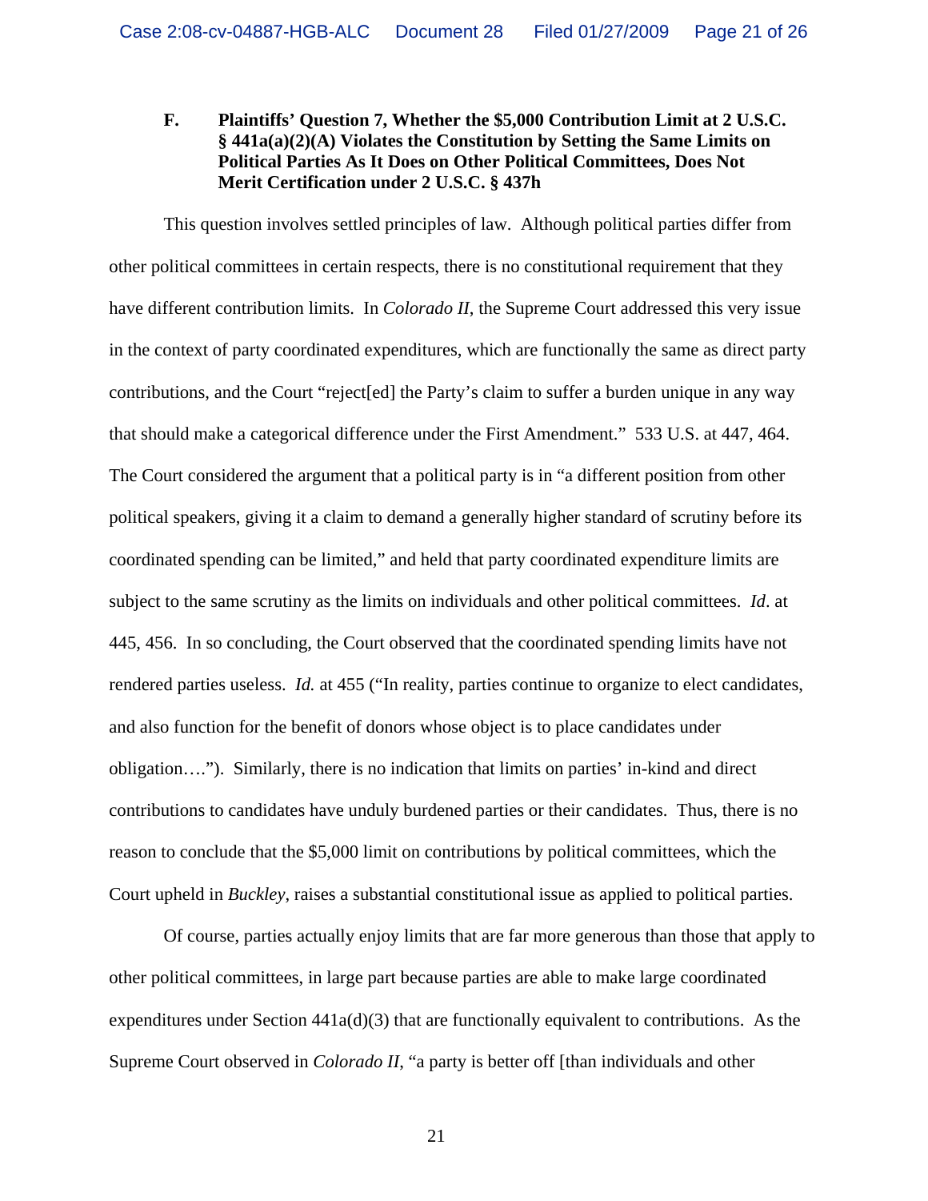### F. Plaintiffs' Question 7, Whether the $5,000 Contribution Limit at 2 U.S.C. § 441a(a)(2)(A) Violates the Constitution by Setting the Same Limits on Political Parties As It Does on Other Political Committees, Does Not Merit Certification under 2 U.S.C. § 437h

This question involves settled principles of law. Although political parties differ from other political committees in certain respects, there is no constitutional requirement that they have different contribution limits. In *Colorado II*, the Supreme Court addressed this very issue in the context of party coordinated expenditures, which are functionally the same as direct party contributions, and the Court "reject[ed] the Party's claim to suffer a burden unique in any way that should make a categorical difference under the First Amendment." 533 U.S. at 447, 464. The Court considered the argument that a political party is in "a different position from other political speakers, giving it a claim to demand a generally higher standard of scrutiny before its coordinated spending can be limited," and held that party coordinated expenditure limits are subject to the same scrutiny as the limits on individuals and other political committees. *Id*. at 445, 456. In so concluding, the Court observed that the coordinated spending limits have not rendered parties useless. *Id.* at 455 ("In reality, parties continue to organize to elect candidates, and also function for the benefit of donors whose object is to place candidates under obligation…."). Similarly, there is no indication that limits on parties' in-kind and direct contributions to candidates have unduly burdened parties or their candidates. Thus, there is no reason to conclude that the $5,000 limit on contributions by political committees, which the Court upheld in *Buckley*, raises a substantial constitutional issue as applied to political parties.

Of course, parties actually enjoy limits that are far more generous than those that apply to other political committees, in large part because parties are able to make large coordinated expenditures under Section 441a(d)(3) that are functionally equivalent to contributions. As the Supreme Court observed in *Colorado II*, "a party is better off [than individuals and other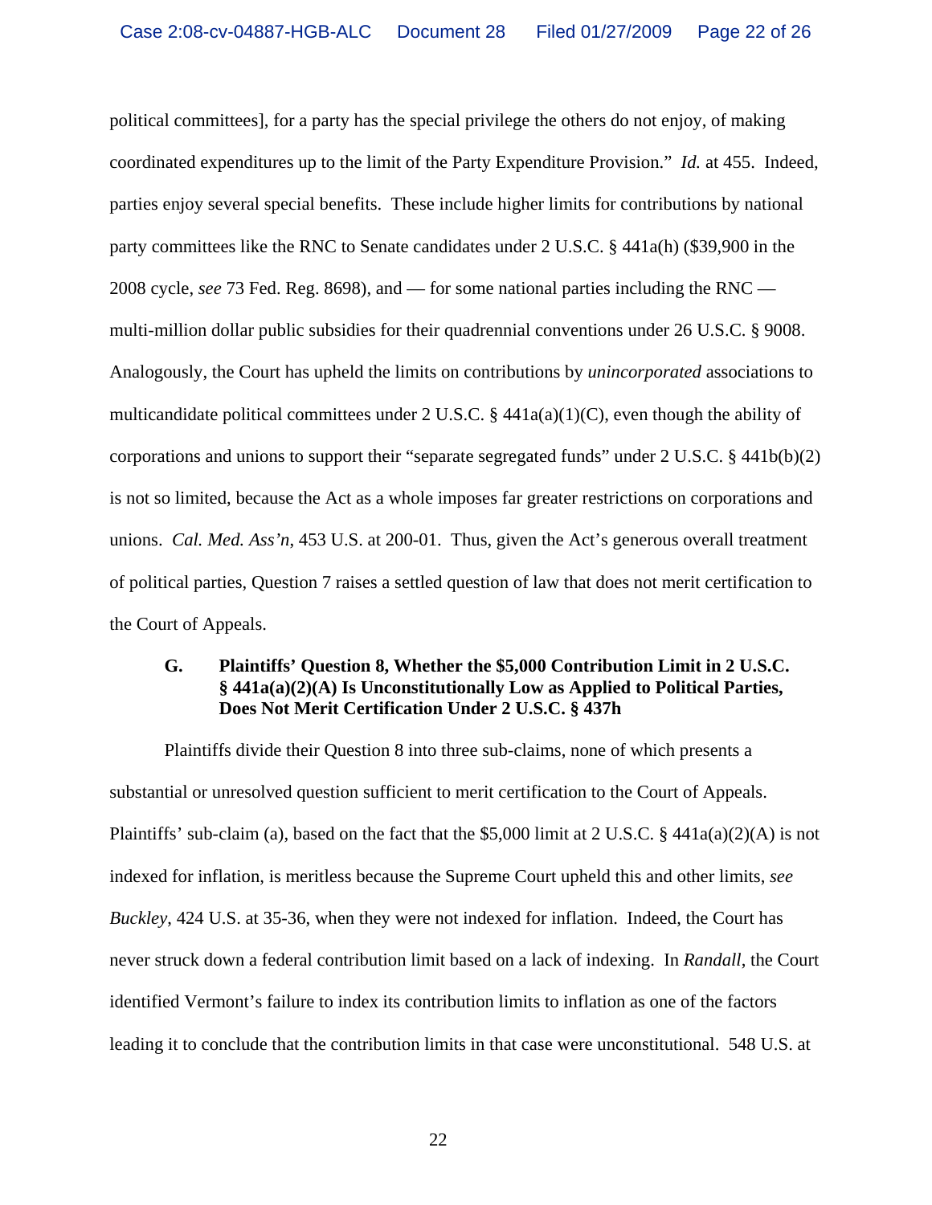political committees], for a party has the special privilege the others do not enjoy, of making coordinated expenditures up to the limit of the Party Expenditure Provision." *Id.* at 455. Indeed, parties enjoy several special benefits. These include higher limits for contributions by national party committees like the RNC to Senate candidates under 2 U.S.C. § 441a(h) ($39,900 in the 2008 cycle, *see* 73 Fed. Reg. 8698), and — for some national parties including the RNC — multi-million dollar public subsidies for their quadrennial conventions under 26 U.S.C. § 9008. Analogously, the Court has upheld the limits on contributions by *unincorporated* associations to multicandidate political committees under 2 U.S.C. § 441a(a)(1)(C), even though the ability of corporations and unions to support their "separate segregated funds" under 2 U.S.C. § 441b(b)(2) is not so limited, because the Act as a whole imposes far greater restrictions on corporations and unions. *Cal. Med. Ass'n*, 453 U.S. at 200-01. Thus, given the Act's generous overall treatment of political parties, Question 7 raises a settled question of law that does not merit certification to the Court of Appeals.

### G. Plaintiffs' Question 8, Whether the $5,000 Contribution Limit in 2 U.S.C. § 441a(a)(2)(A) Is Unconstitutionally Low as Applied to Political Parties, Does Not Merit Certification Under 2 U.S.C. § 437h

Plaintiffs divide their Question 8 into three sub-claims, none of which presents a substantial or unresolved question sufficient to merit certification to the Court of Appeals. Plaintiffs' sub-claim (a), based on the fact that the $5,000 limit at 2 U.S.C. § 441a(a)(2)(A) is not indexed for inflation, is meritless because the Supreme Court upheld this and other limits, *see Buckley*, 424 U.S. at 35-36, when they were not indexed for inflation. Indeed, the Court has never struck down a federal contribution limit based on a lack of indexing. In *Randall*, the Court identified Vermont's failure to index its contribution limits to inflation as one of the factors leading it to conclude that the contribution limits in that case were unconstitutional. 548 U.S. at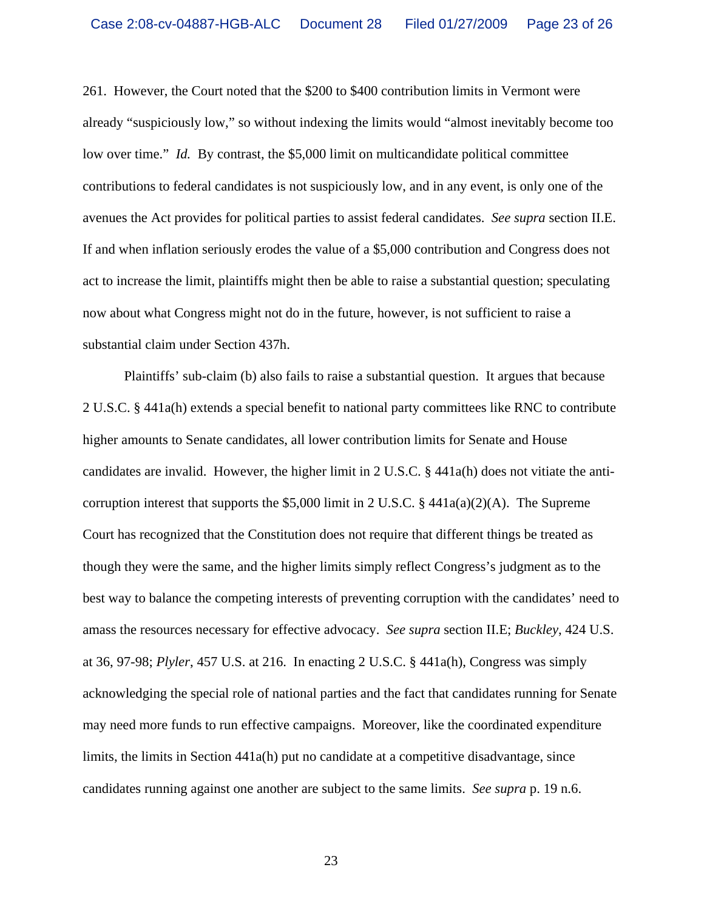261. However, the Court noted that the $200 to $400 contribution limits in Vermont were already "suspiciously low," so without indexing the limits would "almost inevitably become too low over time." *Id.* By contrast, the $5,000 limit on multicandidate political committee contributions to federal candidates is not suspiciously low, and in any event, is only one of the avenues the Act provides for political parties to assist federal candidates. *See supra* section II.E. If and when inflation seriously erodes the value of a $5,000 contribution and Congress does not act to increase the limit, plaintiffs might then be able to raise a substantial question; speculating now about what Congress might not do in the future, however, is not sufficient to raise a substantial claim under Section 437h.

Plaintiffs' sub-claim (b) also fails to raise a substantial question. It argues that because 2 U.S.C. § 441a(h) extends a special benefit to national party committees like RNC to contribute higher amounts to Senate candidates, all lower contribution limits for Senate and House candidates are invalid. However, the higher limit in 2 U.S.C. § 441a(h) does not vitiate the anti-corruption interest that supports the $5,000 limit in 2 U.S.C. § 441a(a)(2)(A). The Supreme Court has recognized that the Constitution does not require that different things be treated as though they were the same, and the higher limits simply reflect Congress's judgment as to the best way to balance the competing interests of preventing corruption with the candidates' need to amass the resources necessary for effective advocacy. *See supra* section II.E; *Buckley*, 424 U.S. at 36, 97-98; *Plyler*, 457 U.S. at 216. In enacting 2 U.S.C. § 441a(h), Congress was simply acknowledging the special role of national parties and the fact that candidates running for Senate may need more funds to run effective campaigns. Moreover, like the coordinated expenditure limits, the limits in Section 441a(h) put no candidate at a competitive disadvantage, since candidates running against one another are subject to the same limits. *See supra* p. 19 n.6.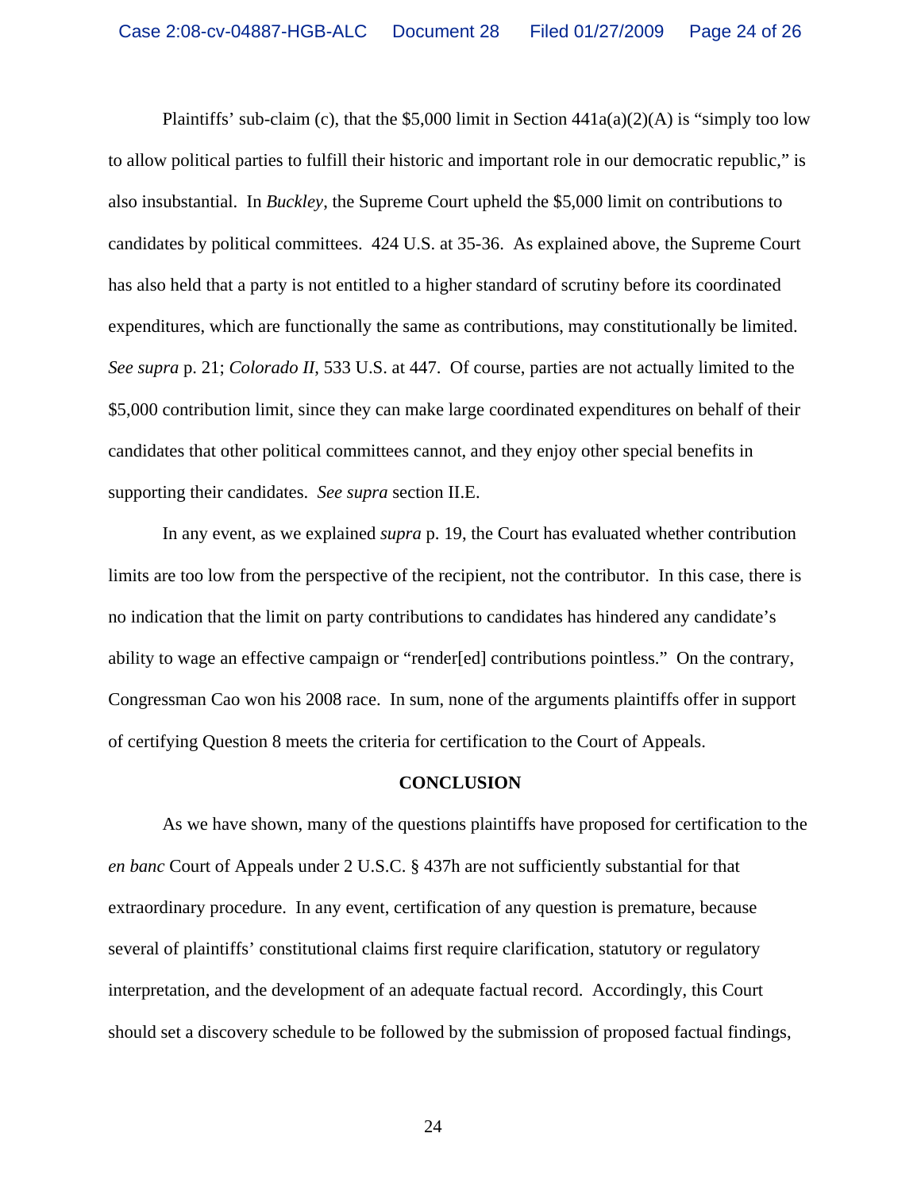Plaintiffs' sub-claim (c), that the $5,000 limit in Section 441a(a)(2)(A) is "simply too low to allow political parties to fulfill their historic and important role in our democratic republic," is also insubstantial. In *Buckley*, the Supreme Court upheld the $5,000 limit on contributions to candidates by political committees. 424 U.S. at 35-36. As explained above, the Supreme Court has also held that a party is not entitled to a higher standard of scrutiny before its coordinated expenditures, which are functionally the same as contributions, may constitutionally be limited. *See supra* p. 21; *Colorado II*, 533 U.S. at 447. Of course, parties are not actually limited to the $5,000 contribution limit, since they can make large coordinated expenditures on behalf of their candidates that other political committees cannot, and they enjoy other special benefits in supporting their candidates. *See supra* section II.E.

In any event, as we explained *supra* p. 19, the Court has evaluated whether contribution limits are too low from the perspective of the recipient, not the contributor. In this case, there is no indication that the limit on party contributions to candidates has hindered any candidate's ability to wage an effective campaign or "render[ed] contributions pointless." On the contrary, Congressman Cao won his 2008 race. In sum, none of the arguments plaintiffs offer in support of certifying Question 8 meets the criteria for certification to the Court of Appeals.

## CONCLUSION

As we have shown, many of the questions plaintiffs have proposed for certification to the *en banc* Court of Appeals under 2 U.S.C. § 437h are not sufficiently substantial for that extraordinary procedure. In any event, certification of any question is premature, because several of plaintiffs' constitutional claims first require clarification, statutory or regulatory interpretation, and the development of an adequate factual record. Accordingly, this Court should set a discovery schedule to be followed by the submission of proposed factual findings,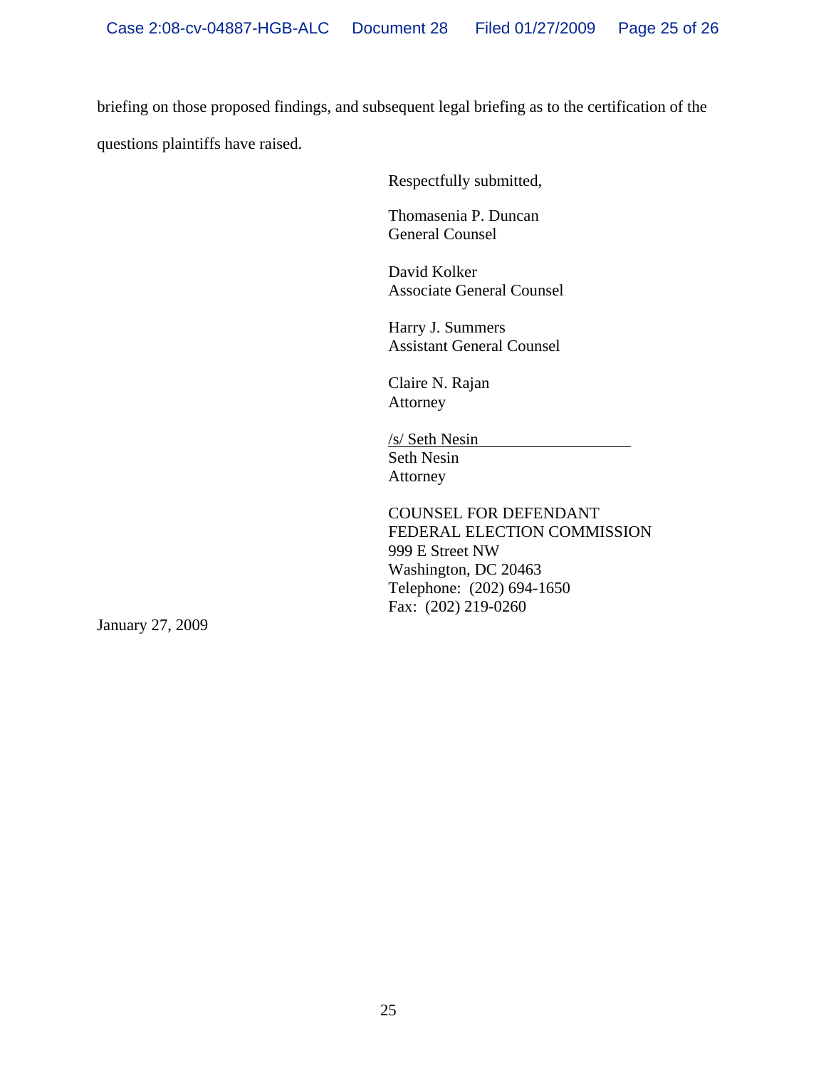briefing on those proposed findings, and subsequent legal briefing as to the certification of the questions plaintiffs have raised.

Respectfully submitted,

Thomasenia P. Duncan
General Counsel

David Kolker
Associate General Counsel

Harry J. Summers
Assistant General Counsel

Claire N. Rajan
Attorney

/s/ Seth Nesin
Seth Nesin
Attorney

COUNSEL FOR DEFENDANT
FEDERAL ELECTION COMMISSION
999 E Street NW
Washington, DC 20463
Telephone: (202) 694-1650
Fax: (202) 219-0260

January 27, 2009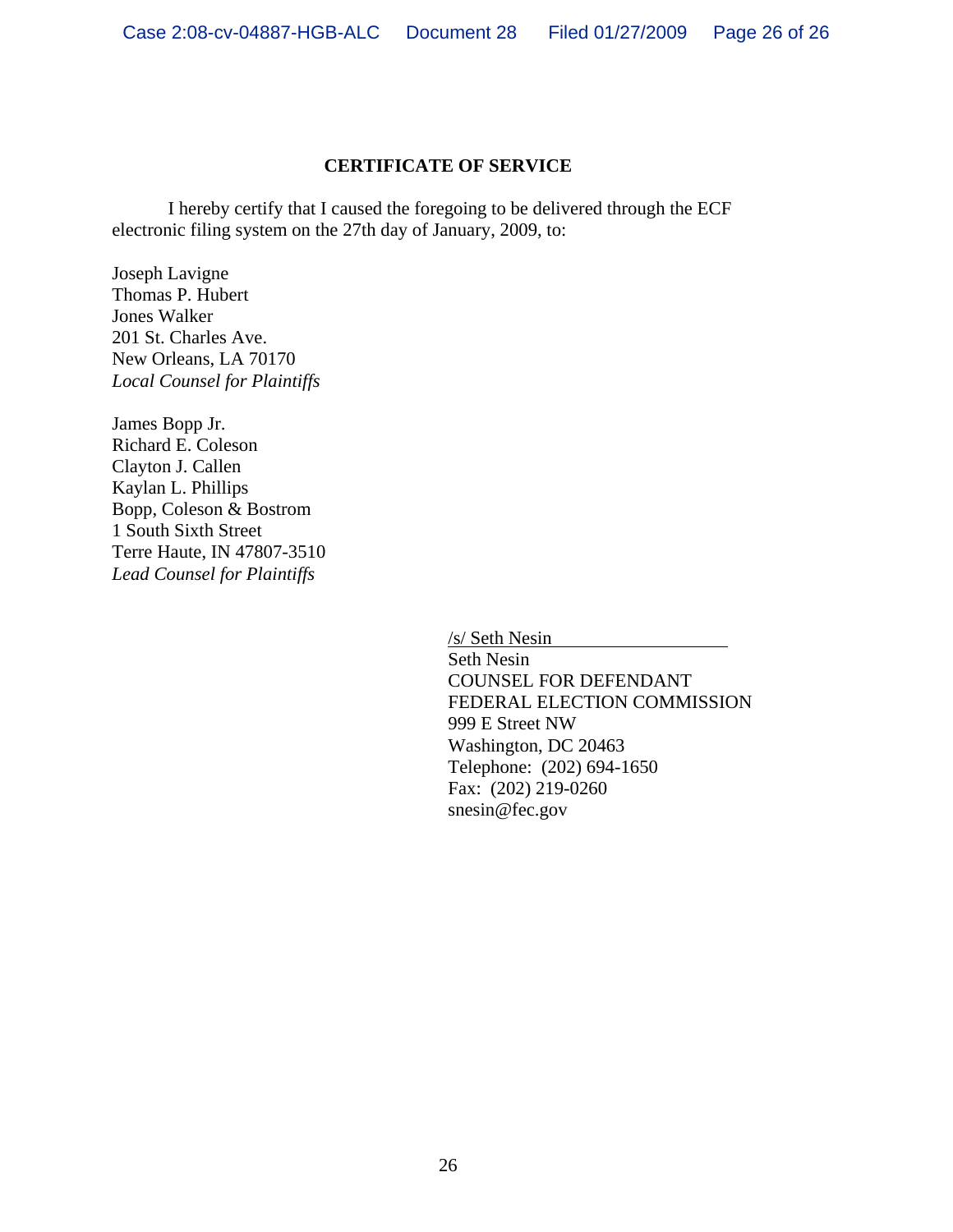**CERTIFICATE OF SERVICE**

I hereby certify that I caused the foregoing to be delivered through the ECF electronic filing system on the 27th day of January, 2009, to:

Joseph Lavigne
Thomas P. Hubert
Jones Walker
201 St. Charles Ave.
New Orleans, LA 70170
*Local Counsel for Plaintiffs*

James Bopp Jr.
Richard E. Coleson
Clayton J. Callen
Kaylan L. Phillips
Bopp, Coleson & Bostrom
1 South Sixth Street
Terre Haute, IN 47807-3510
*Lead Counsel for Plaintiffs*

/s/ Seth Nesin
Seth Nesin
COUNSEL FOR DEFENDANT
FEDERAL ELECTION COMMISSION
999 E Street NW
Washington, DC 20463
Telephone: (202) 694-1650
Fax: (202) 219-0260
snesin@fec.gov